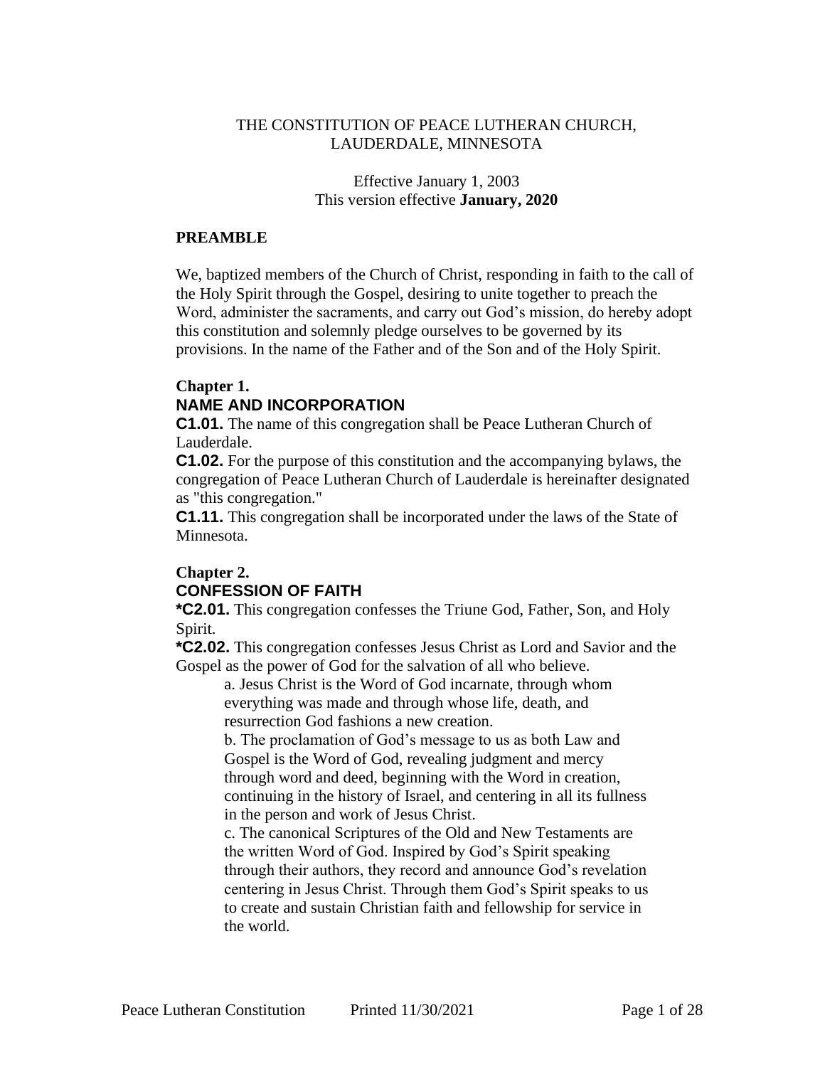# THE CONSTITUTION OF PEACE LUTHERAN CHURCH, LAUDERDALE, MINNESOTA

Effective January 1, 2003
This version effective **January, 2020**

## PREAMBLE

We, baptized members of the Church of Christ, responding in faith to the call of the Holy Spirit through the Gospel, desiring to unite together to preach the Word, administer the sacraments, and carry out God's mission, do hereby adopt this constitution and solemnly pledge ourselves to be governed by its provisions. In the name of the Father and of the Son and of the Holy Spirit.

## Chapter 1.
### NAME AND INCORPORATION

**C1.01.** The name of this congregation shall be Peace Lutheran Church of Lauderdale.

**C1.02.** For the purpose of this constitution and the accompanying bylaws, the congregation of Peace Lutheran Church of Lauderdale is hereinafter designated as "this congregation."

**C1.11.** This congregation shall be incorporated under the laws of the State of Minnesota.

## Chapter 2.
### CONFESSION OF FAITH

**\*C2.01.** This congregation confesses the Triune God, Father, Son, and Holy Spirit.

**\*C2.02.** This congregation confesses Jesus Christ as Lord and Savior and the Gospel as the power of God for the salvation of all who believe.

a. Jesus Christ is the Word of God incarnate, through whom everything was made and through whose life, death, and resurrection God fashions a new creation.

b. The proclamation of God's message to us as both Law and Gospel is the Word of God, revealing judgment and mercy through word and deed, beginning with the Word in creation, continuing in the history of Israel, and centering in all its fullness in the person and work of Jesus Christ.

c. The canonical Scriptures of the Old and New Testaments are the written Word of God. Inspired by God's Spirit speaking through their authors, they record and announce God's revelation centering in Jesus Christ. Through them God's Spirit speaks to us to create and sustain Christian faith and fellowship for service in the world.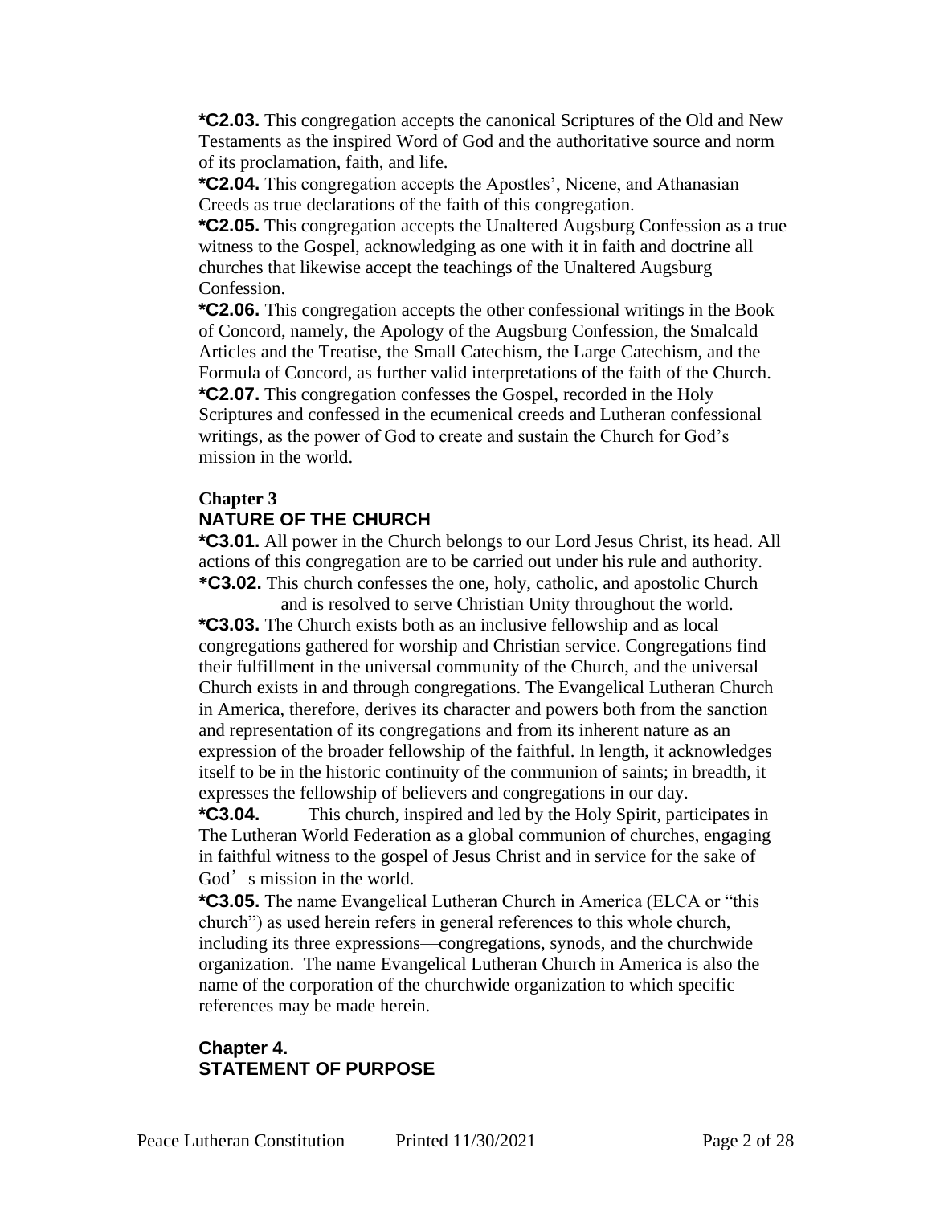**\*C2.03.** This congregation accepts the canonical Scriptures of the Old and New Testaments as the inspired Word of God and the authoritative source and norm of its proclamation, faith, and life.

**\*C2.04.** This congregation accepts the Apostles', Nicene, and Athanasian Creeds as true declarations of the faith of this congregation.

**\*C2.05.** This congregation accepts the Unaltered Augsburg Confession as a true witness to the Gospel, acknowledging as one with it in faith and doctrine all churches that likewise accept the teachings of the Unaltered Augsburg Confession.

**\*C2.06.** This congregation accepts the other confessional writings in the Book of Concord, namely, the Apology of the Augsburg Confession, the Smalcald Articles and the Treatise, the Small Catechism, the Large Catechism, and the Formula of Concord, as further valid interpretations of the faith of the Church.

**\*C2.07.** This congregation confesses the Gospel, recorded in the Holy Scriptures and confessed in the ecumenical creeds and Lutheran confessional writings, as the power of God to create and sustain the Church for God's mission in the world.

## Chapter 3
## NATURE OF THE CHURCH

**\*C3.01.** All power in the Church belongs to our Lord Jesus Christ, its head. All actions of this congregation are to be carried out under his rule and authority.

**\*C3.02.** This church confesses the one, holy, catholic, and apostolic Church and is resolved to serve Christian Unity throughout the world.

**\*C3.03.** The Church exists both as an inclusive fellowship and as local congregations gathered for worship and Christian service. Congregations find their fulfillment in the universal community of the Church, and the universal Church exists in and through congregations. The Evangelical Lutheran Church in America, therefore, derives its character and powers both from the sanction and representation of its congregations and from its inherent nature as an expression of the broader fellowship of the faithful. In length, it acknowledges itself to be in the historic continuity of the communion of saints; in breadth, it expresses the fellowship of believers and congregations in our day.

**\*C3.04.** This church, inspired and led by the Holy Spirit, participates in The Lutheran World Federation as a global communion of churches, engaging in faithful witness to the gospel of Jesus Christ and in service for the sake of God's mission in the world.

**\*C3.05.** The name Evangelical Lutheran Church in America (ELCA or "this church") as used herein refers in general references to this whole church, including its three expressions—congregations, synods, and the churchwide organization. The name Evangelical Lutheran Church in America is also the name of the corporation of the churchwide organization to which specific references may be made herein.

## Chapter 4.
## STATEMENT OF PURPOSE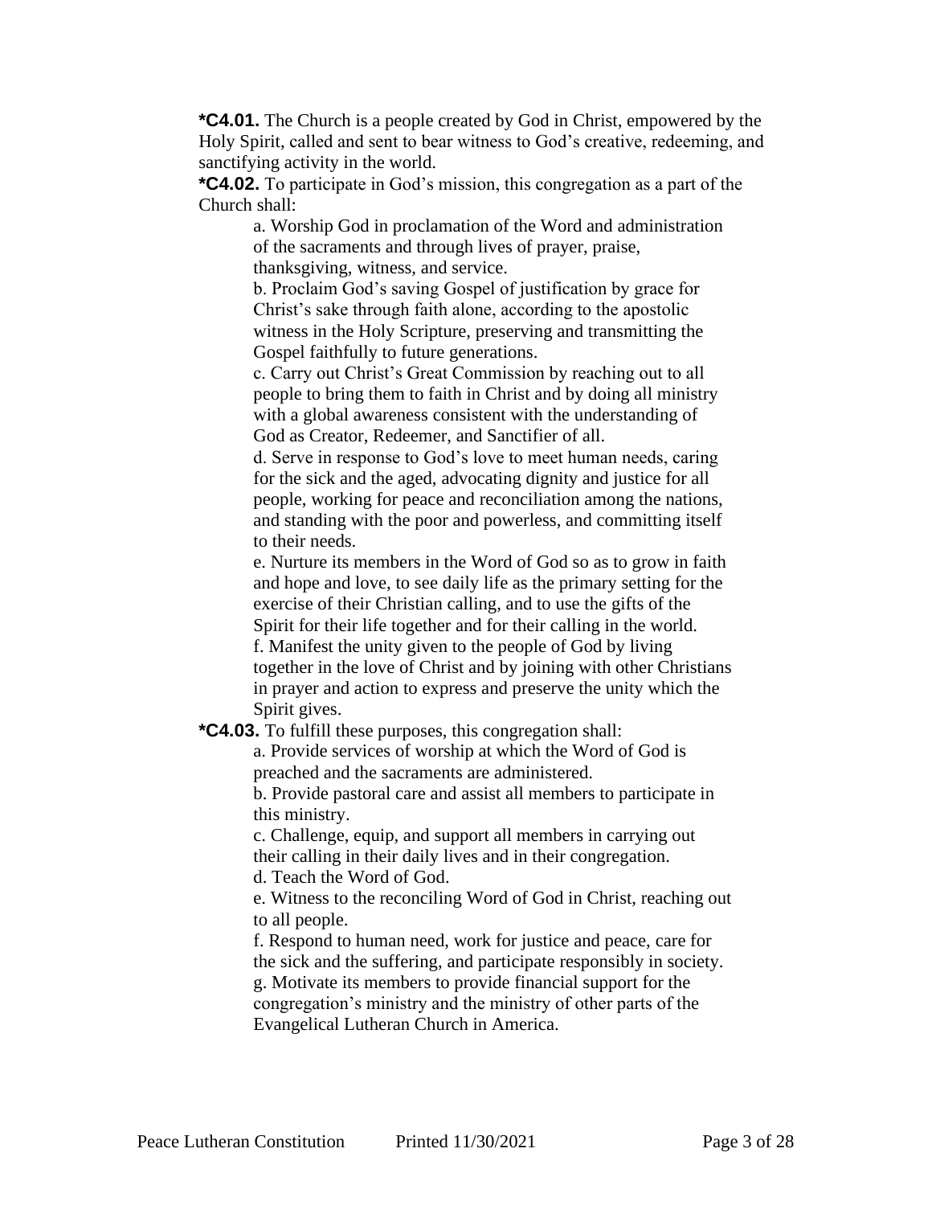**\*C4.01.** The Church is a people created by God in Christ, empowered by the Holy Spirit, called and sent to bear witness to God's creative, redeeming, and sanctifying activity in the world.

**\*C4.02.** To participate in God's mission, this congregation as a part of the Church shall:

a. Worship God in proclamation of the Word and administration of the sacraments and through lives of prayer, praise, thanksgiving, witness, and service.

b. Proclaim God's saving Gospel of justification by grace for Christ's sake through faith alone, according to the apostolic witness in the Holy Scripture, preserving and transmitting the Gospel faithfully to future generations.

c. Carry out Christ's Great Commission by reaching out to all people to bring them to faith in Christ and by doing all ministry with a global awareness consistent with the understanding of God as Creator, Redeemer, and Sanctifier of all.

d. Serve in response to God's love to meet human needs, caring for the sick and the aged, advocating dignity and justice for all people, working for peace and reconciliation among the nations, and standing with the poor and powerless, and committing itself to their needs.

e. Nurture its members in the Word of God so as to grow in faith and hope and love, to see daily life as the primary setting for the exercise of their Christian calling, and to use the gifts of the Spirit for their life together and for their calling in the world.

f. Manifest the unity given to the people of God by living together in the love of Christ and by joining with other Christians in prayer and action to express and preserve the unity which the Spirit gives.

**\*C4.03.** To fulfill these purposes, this congregation shall:

a. Provide services of worship at which the Word of God is preached and the sacraments are administered.

b. Provide pastoral care and assist all members to participate in this ministry.

c. Challenge, equip, and support all members in carrying out their calling in their daily lives and in their congregation.

d. Teach the Word of God.

e. Witness to the reconciling Word of God in Christ, reaching out to all people.

f. Respond to human need, work for justice and peace, care for the sick and the suffering, and participate responsibly in society.

g. Motivate its members to provide financial support for the congregation's ministry and the ministry of other parts of the Evangelical Lutheran Church in America.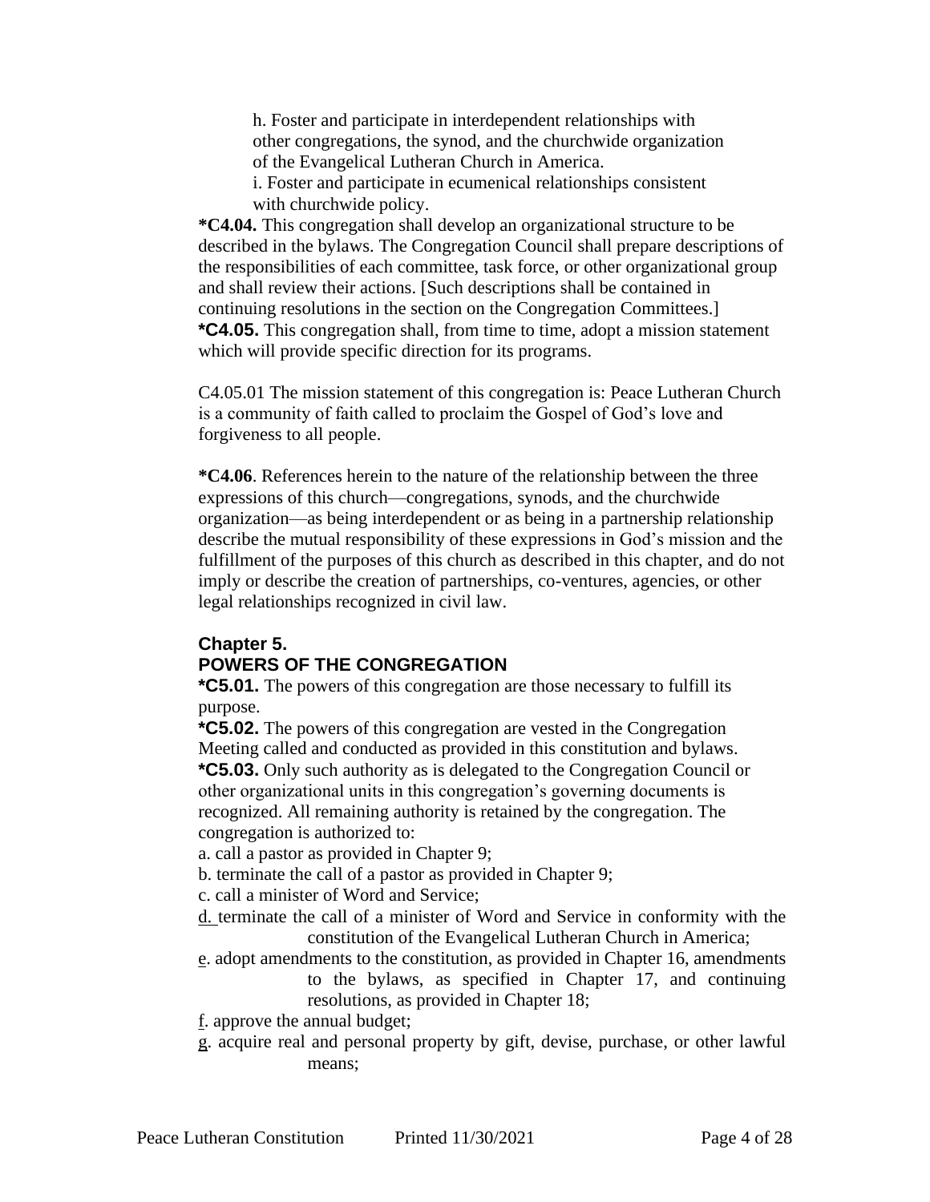h. Foster and participate in interdependent relationships with other congregations, the synod, and the churchwide organization of the Evangelical Lutheran Church in America.

i. Foster and participate in ecumenical relationships consistent with churchwide policy.

**\*C4.04.** This congregation shall develop an organizational structure to be described in the bylaws. The Congregation Council shall prepare descriptions of the responsibilities of each committee, task force, or other organizational group and shall review their actions. [Such descriptions shall be contained in continuing resolutions in the section on the Congregation Committees.]

**\*C4.05.** This congregation shall, from time to time, adopt a mission statement which will provide specific direction for its programs.

C4.05.01 The mission statement of this congregation is: Peace Lutheran Church is a community of faith called to proclaim the Gospel of God's love and forgiveness to all people.

**\*C4.06**. References herein to the nature of the relationship between the three expressions of this church—congregations, synods, and the churchwide organization—as being interdependent or as being in a partnership relationship describe the mutual responsibility of these expressions in God's mission and the fulfillment of the purposes of this church as described in this chapter, and do not imply or describe the creation of partnerships, co-ventures, agencies, or other legal relationships recognized in civil law.

## Chapter 5.
## POWERS OF THE CONGREGATION

**\*C5.01.** The powers of this congregation are those necessary to fulfill its purpose.

**\*C5.02.** The powers of this congregation are vested in the Congregation Meeting called and conducted as provided in this constitution and bylaws.

**\*C5.03.** Only such authority as is delegated to the Congregation Council or other organizational units in this congregation's governing documents is recognized. All remaining authority is retained by the congregation. The congregation is authorized to:

a. call a pastor as provided in Chapter 9;

b. terminate the call of a pastor as provided in Chapter 9;

c. call a minister of Word and Service;

d. terminate the call of a minister of Word and Service in conformity with the constitution of the Evangelical Lutheran Church in America;

e. adopt amendments to the constitution, as provided in Chapter 16, amendments to the bylaws, as specified in Chapter 17, and continuing resolutions, as provided in Chapter 18;

f. approve the annual budget;

g. acquire real and personal property by gift, devise, purchase, or other lawful means;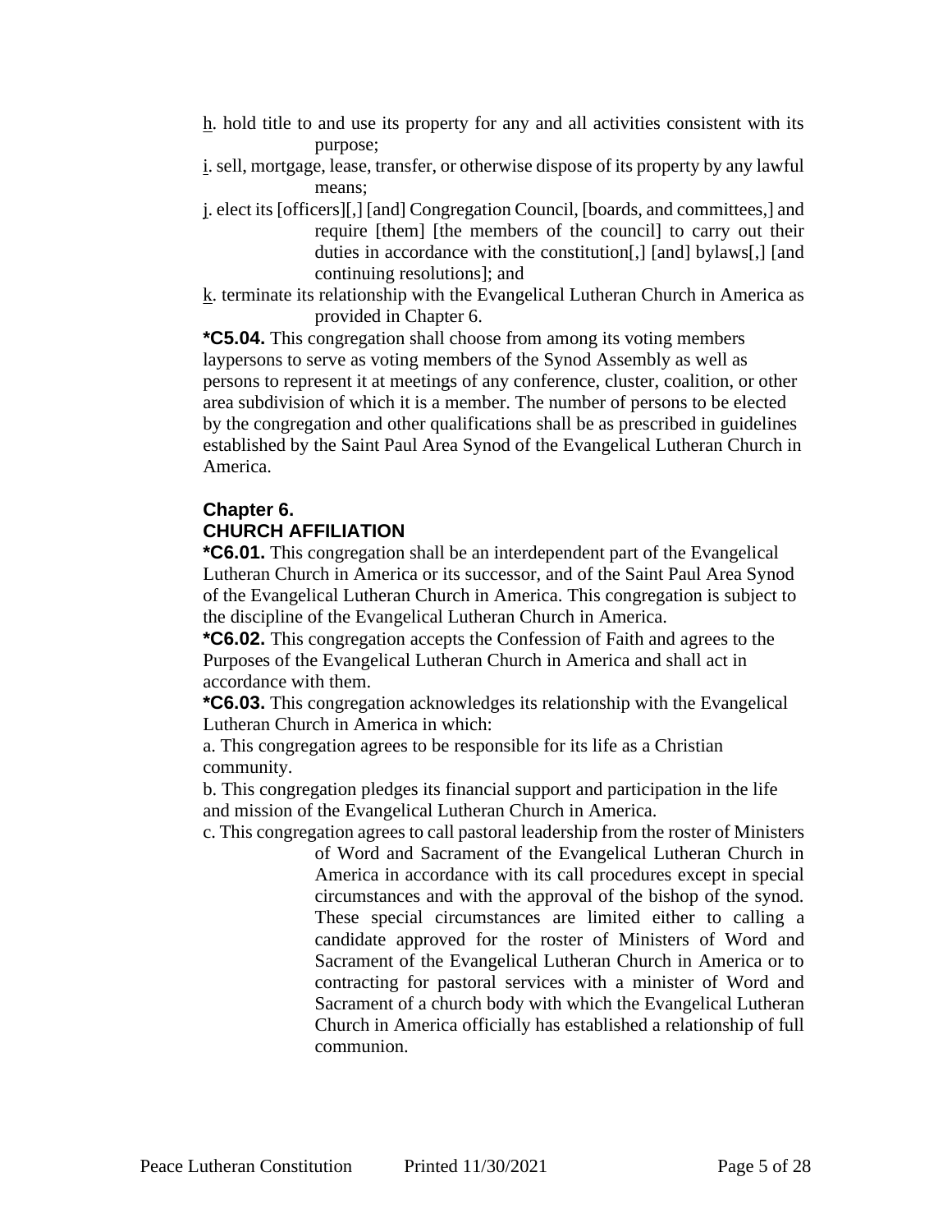h. hold title to and use its property for any and all activities consistent with its purpose;

i. sell, mortgage, lease, transfer, or otherwise dispose of its property by any lawful means;

j. elect its [officers][,] [and] Congregation Council, [boards, and committees,] and require [them] [the members of the council] to carry out their duties in accordance with the constitution[,] [and] bylaws[,] [and continuing resolutions]; and

k. terminate its relationship with the Evangelical Lutheran Church in America as provided in Chapter 6.

**\*C5.04.** This congregation shall choose from among its voting members laypersons to serve as voting members of the Synod Assembly as well as persons to represent it at meetings of any conference, cluster, coalition, or other area subdivision of which it is a member. The number of persons to be elected by the congregation and other qualifications shall be as prescribed in guidelines established by the Saint Paul Area Synod of the Evangelical Lutheran Church in America.

## Chapter 6.
## CHURCH AFFILIATION

**\*C6.01.** This congregation shall be an interdependent part of the Evangelical Lutheran Church in America or its successor, and of the Saint Paul Area Synod of the Evangelical Lutheran Church in America. This congregation is subject to the discipline of the Evangelical Lutheran Church in America.

**\*C6.02.** This congregation accepts the Confession of Faith and agrees to the Purposes of the Evangelical Lutheran Church in America and shall act in accordance with them.

**\*C6.03.** This congregation acknowledges its relationship with the Evangelical Lutheran Church in America in which:

a. This congregation agrees to be responsible for its life as a Christian community.

b. This congregation pledges its financial support and participation in the life and mission of the Evangelical Lutheran Church in America.

c. This congregation agrees to call pastoral leadership from the roster of Ministers of Word and Sacrament of the Evangelical Lutheran Church in America in accordance with its call procedures except in special circumstances and with the approval of the bishop of the synod. These special circumstances are limited either to calling a candidate approved for the roster of Ministers of Word and Sacrament of the Evangelical Lutheran Church in America or to contracting for pastoral services with a minister of Word and Sacrament of a church body with which the Evangelical Lutheran Church in America officially has established a relationship of full communion.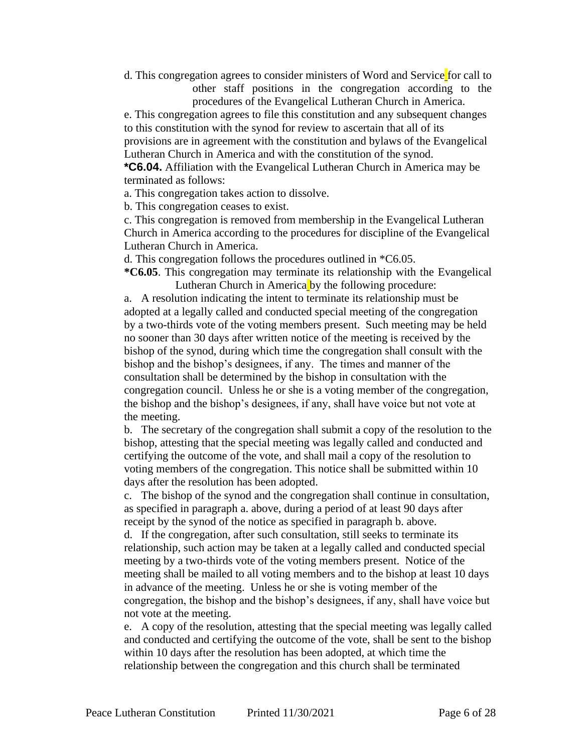d. This congregation agrees to consider ministers of Word and Service for call to other staff positions in the congregation according to the procedures of the Evangelical Lutheran Church in America.

e. This congregation agrees to file this constitution and any subsequent changes to this constitution with the synod for review to ascertain that all of its provisions are in agreement with the constitution and bylaws of the Evangelical Lutheran Church in America and with the constitution of the synod.

**\*C6.04.** Affiliation with the Evangelical Lutheran Church in America may be terminated as follows:

a. This congregation takes action to dissolve.

b. This congregation ceases to exist.

c. This congregation is removed from membership in the Evangelical Lutheran Church in America according to the procedures for discipline of the Evangelical Lutheran Church in America.

d. This congregation follows the procedures outlined in *C6.05.

**\*C6.05**. This congregation may terminate its relationship with the Evangelical Lutheran Church in America by the following procedure:

a. A resolution indicating the intent to terminate its relationship must be adopted at a legally called and conducted special meeting of the congregation by a two-thirds vote of the voting members present. Such meeting may be held no sooner than 30 days after written notice of the meeting is received by the bishop of the synod, during which time the congregation shall consult with the bishop and the bishop's designees, if any. The times and manner of the consultation shall be determined by the bishop in consultation with the congregation council. Unless he or she is a voting member of the congregation, the bishop and the bishop's designees, if any, shall have voice but not vote at the meeting.

b. The secretary of the congregation shall submit a copy of the resolution to the bishop, attesting that the special meeting was legally called and conducted and certifying the outcome of the vote, and shall mail a copy of the resolution to voting members of the congregation. This notice shall be submitted within 10 days after the resolution has been adopted.

c. The bishop of the synod and the congregation shall continue in consultation, as specified in paragraph a. above, during a period of at least 90 days after receipt by the synod of the notice as specified in paragraph b. above.

d. If the congregation, after such consultation, still seeks to terminate its relationship, such action may be taken at a legally called and conducted special meeting by a two-thirds vote of the voting members present. Notice of the meeting shall be mailed to all voting members and to the bishop at least 10 days in advance of the meeting. Unless he or she is voting member of the congregation, the bishop and the bishop's designees, if any, shall have voice but not vote at the meeting.

e. A copy of the resolution, attesting that the special meeting was legally called and conducted and certifying the outcome of the vote, shall be sent to the bishop within 10 days after the resolution has been adopted, at which time the relationship between the congregation and this church shall be terminated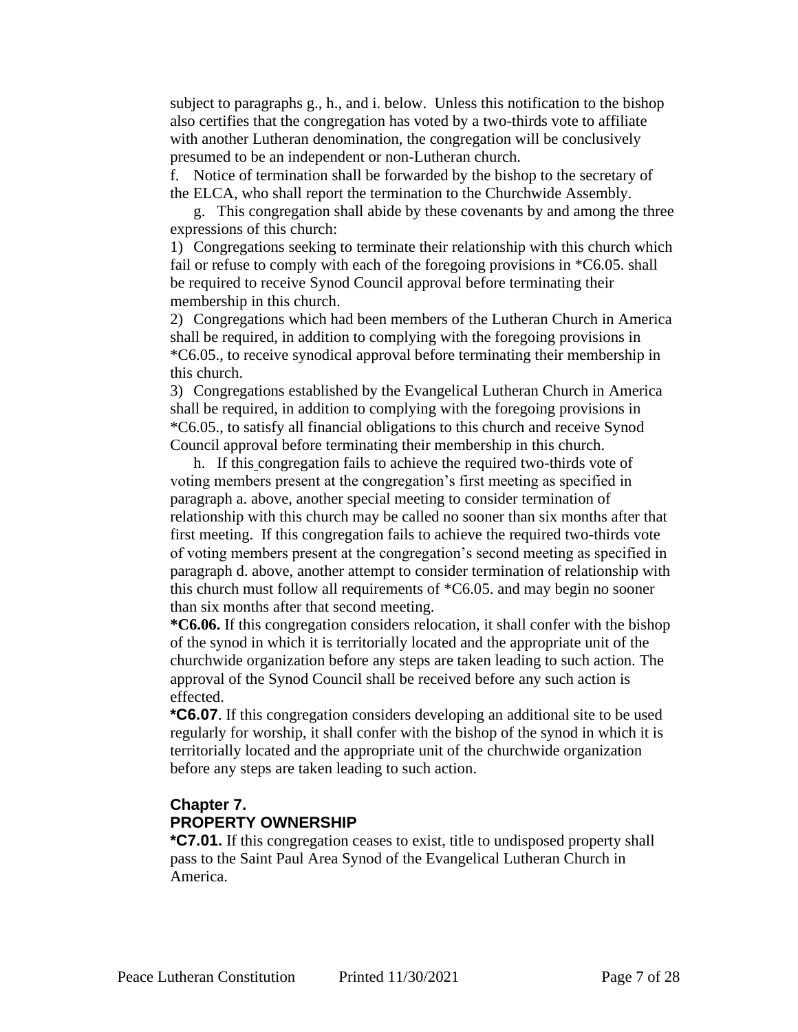subject to paragraphs g., h., and i. below. Unless this notification to the bishop also certifies that the congregation has voted by a two-thirds vote to affiliate with another Lutheran denomination, the congregation will be conclusively presumed to be an independent or non-Lutheran church.

f. Notice of termination shall be forwarded by the bishop to the secretary of the ELCA, who shall report the termination to the Churchwide Assembly.

g. This congregation shall abide by these covenants by and among the three expressions of this church:

1) Congregations seeking to terminate their relationship with this church which fail or refuse to comply with each of the foregoing provisions in *C6.05. shall be required to receive Synod Council approval before terminating their membership in this church.

2) Congregations which had been members of the Lutheran Church in America shall be required, in addition to complying with the foregoing provisions in *C6.05., to receive synodical approval before terminating their membership in this church.

3) Congregations established by the Evangelical Lutheran Church in America shall be required, in addition to complying with the foregoing provisions in *C6.05., to satisfy all financial obligations to this church and receive Synod Council approval before terminating their membership in this church.

h. If this congregation fails to achieve the required two-thirds vote of voting members present at the congregation's first meeting as specified in paragraph a. above, another special meeting to consider termination of relationship with this church may be called no sooner than six months after that first meeting. If this congregation fails to achieve the required two-thirds vote of voting members present at the congregation's second meeting as specified in paragraph d. above, another attempt to consider termination of relationship with this church must follow all requirements of *C6.05. and may begin no sooner than six months after that second meeting.

**\*C6.06.** If this congregation considers relocation, it shall confer with the bishop of the synod in which it is territorially located and the appropriate unit of the churchwide organization before any steps are taken leading to such action. The approval of the Synod Council shall be received before any such action is effected.

**\*C6.07**. If this congregation considers developing an additional site to be used regularly for worship, it shall confer with the bishop of the synod in which it is territorially located and the appropriate unit of the churchwide organization before any steps are taken leading to such action.

## Chapter 7.
## PROPERTY OWNERSHIP

**\*C7.01.** If this congregation ceases to exist, title to undisposed property shall pass to the Saint Paul Area Synod of the Evangelical Lutheran Church in America.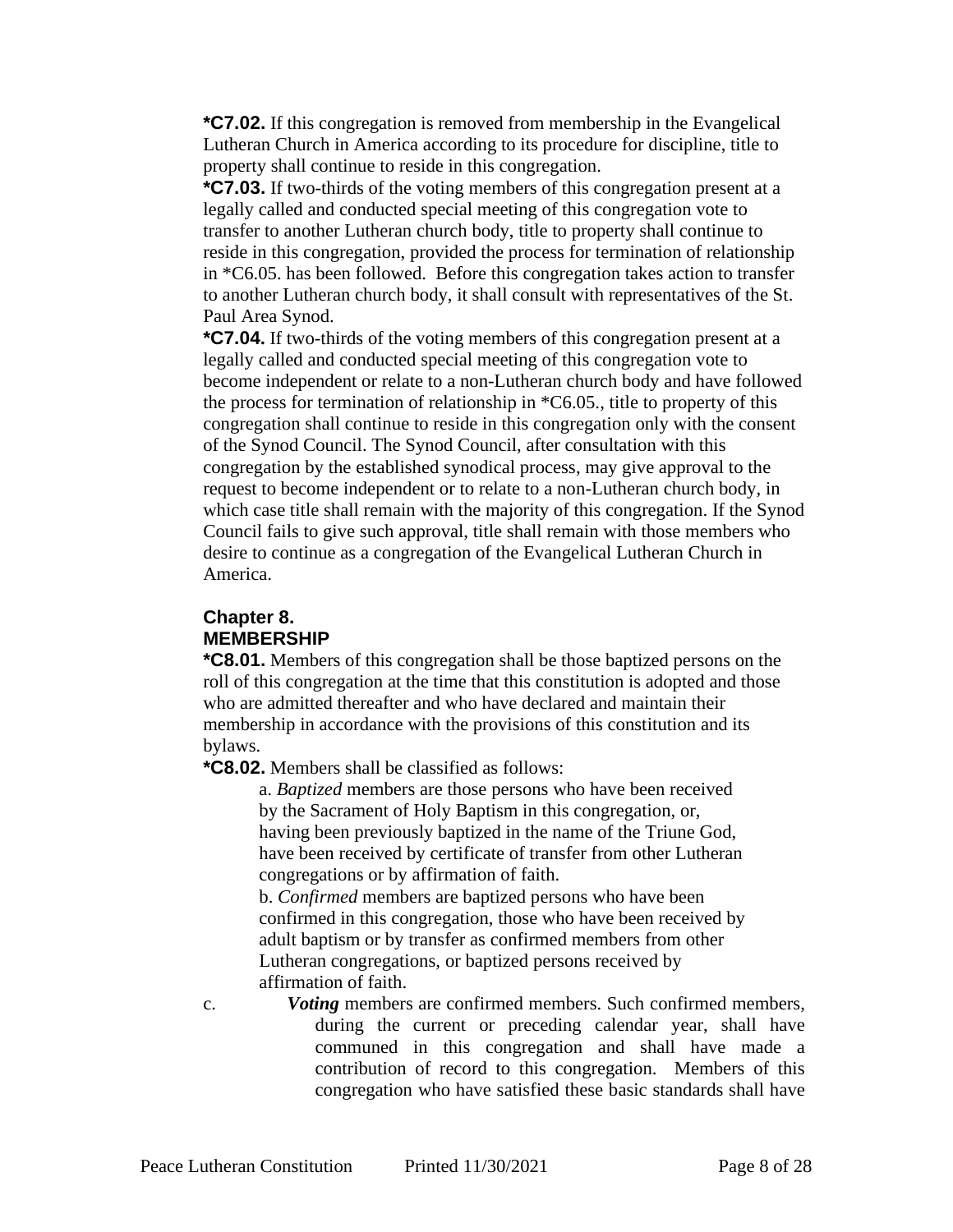**\*C7.02.** If this congregation is removed from membership in the Evangelical Lutheran Church in America according to its procedure for discipline, title to property shall continue to reside in this congregation.

**\*C7.03.** If two-thirds of the voting members of this congregation present at a legally called and conducted special meeting of this congregation vote to transfer to another Lutheran church body, title to property shall continue to reside in this congregation, provided the process for termination of relationship in *C6.05. has been followed. Before this congregation takes action to transfer to another Lutheran church body, it shall consult with representatives of the St. Paul Area Synod.

**\*C7.04.** If two-thirds of the voting members of this congregation present at a legally called and conducted special meeting of this congregation vote to become independent or relate to a non-Lutheran church body and have followed the process for termination of relationship in *C6.05., title to property of this congregation shall continue to reside in this congregation only with the consent of the Synod Council. The Synod Council, after consultation with this congregation by the established synodical process, may give approval to the request to become independent or to relate to a non-Lutheran church body, in which case title shall remain with the majority of this congregation. If the Synod Council fails to give such approval, title shall remain with those members who desire to continue as a congregation of the Evangelical Lutheran Church in America.

## Chapter 8.
## MEMBERSHIP

**\*C8.01.** Members of this congregation shall be those baptized persons on the roll of this congregation at the time that this constitution is adopted and those who are admitted thereafter and who have declared and maintain their membership in accordance with the provisions of this constitution and its bylaws.

**\*C8.02.** Members shall be classified as follows:

a. *Baptized* members are those persons who have been received by the Sacrament of Holy Baptism in this congregation, or, having been previously baptized in the name of the Triune God, have been received by certificate of transfer from other Lutheran congregations or by affirmation of faith.

b. *Confirmed* members are baptized persons who have been confirmed in this congregation, those who have been received by adult baptism or by transfer as confirmed members from other Lutheran congregations, or baptized persons received by affirmation of faith.

c. ***Voting*** members are confirmed members. Such confirmed members, during the current or preceding calendar year, shall have communed in this congregation and shall have made a contribution of record to this congregation. Members of this congregation who have satisfied these basic standards shall have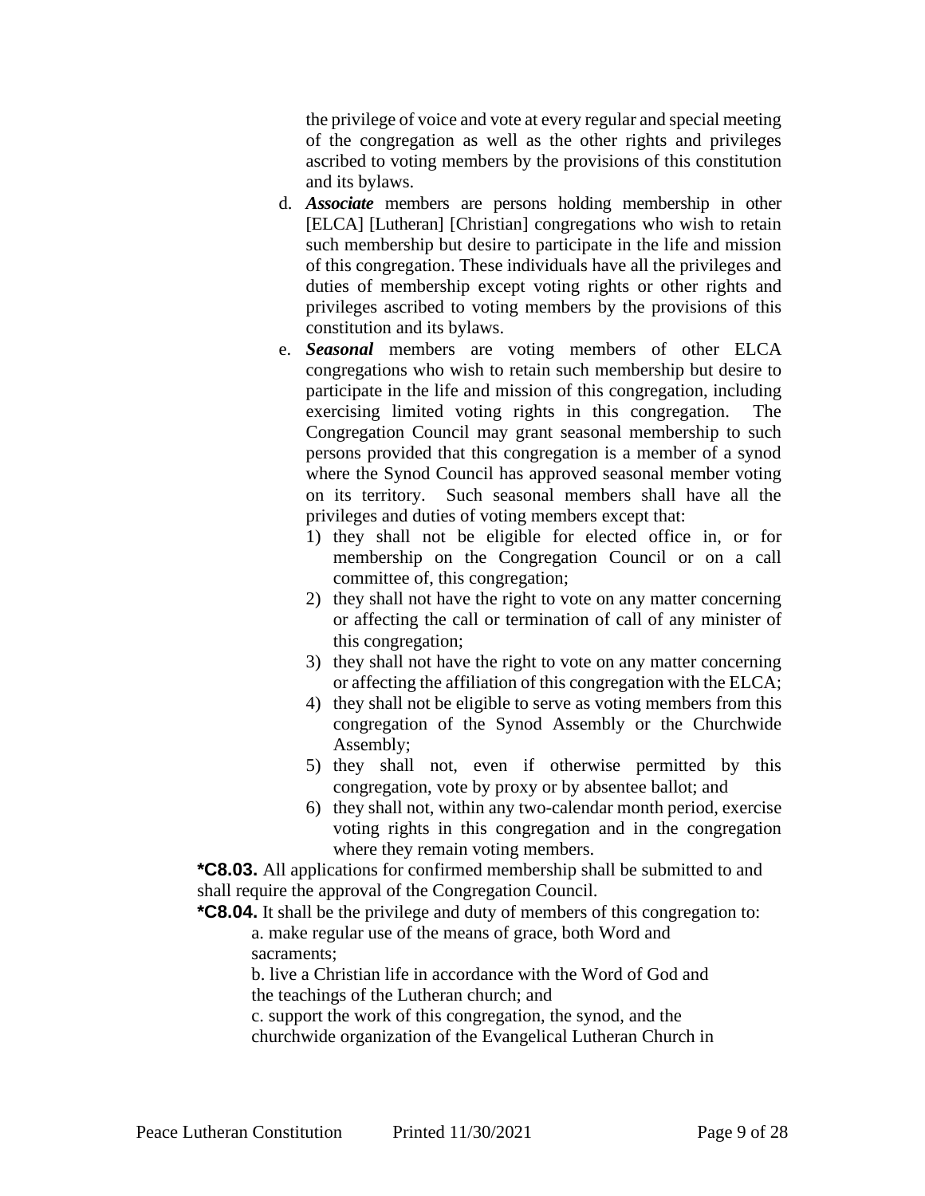the privilege of voice and vote at every regular and special meeting of the congregation as well as the other rights and privileges ascribed to voting members by the provisions of this constitution and its bylaws.

d. ***Associate*** members are persons holding membership in other [ELCA] [Lutheran] [Christian] congregations who wish to retain such membership but desire to participate in the life and mission of this congregation. These individuals have all the privileges and duties of membership except voting rights or other rights and privileges ascribed to voting members by the provisions of this constitution and its bylaws.

e. ***Seasonal*** members are voting members of other ELCA congregations who wish to retain such membership but desire to participate in the life and mission of this congregation, including exercising limited voting rights in this congregation. The Congregation Council may grant seasonal membership to such persons provided that this congregation is a member of a synod where the Synod Council has approved seasonal member voting on its territory. Such seasonal members shall have all the privileges and duties of voting members except that:

1) they shall not be eligible for elected office in, or for membership on the Congregation Council or on a call committee of, this congregation;
2) they shall not have the right to vote on any matter concerning or affecting the call or termination of call of any minister of this congregation;
3) they shall not have the right to vote on any matter concerning or affecting the affiliation of this congregation with the ELCA;
4) they shall not be eligible to serve as voting members from this congregation of the Synod Assembly or the Churchwide Assembly;
5) they shall not, even if otherwise permitted by this congregation, vote by proxy or by absentee ballot; and
6) they shall not, within any two-calendar month period, exercise voting rights in this congregation and in the congregation where they remain voting members.

**\*C8.03.** All applications for confirmed membership shall be submitted to and shall require the approval of the Congregation Council.

**\*C8.04.** It shall be the privilege and duty of members of this congregation to:

a. make regular use of the means of grace, both Word and sacraments;

b. live a Christian life in accordance with the Word of God and the teachings of the Lutheran church; and

c. support the work of this congregation, the synod, and the churchwide organization of the Evangelical Lutheran Church in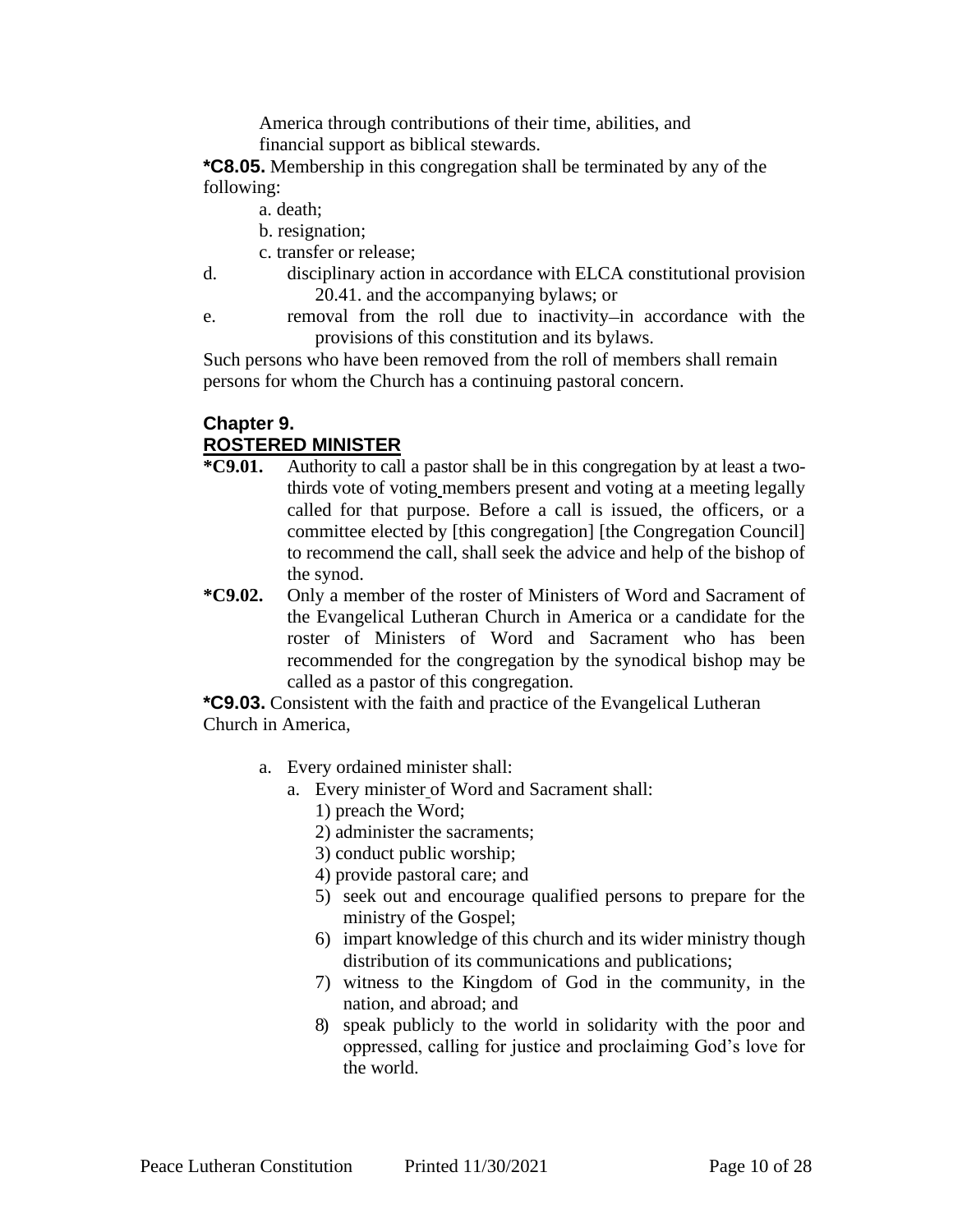America through contributions of their time, abilities, and financial support as biblical stewards.

**\*C8.05.** Membership in this congregation shall be terminated by any of the following:

a. death;

b. resignation;

c. transfer or release;

d. disciplinary action in accordance with ELCA constitutional provision 20.41. and the accompanying bylaws; or

e. removal from the roll due to inactivity–in accordance with the provisions of this constitution and its bylaws.

Such persons who have been removed from the roll of members shall remain persons for whom the Church has a continuing pastoral concern.

## Chapter 9.
## ROSTERED MINISTER

**\*C9.01.** Authority to call a pastor shall be in this congregation by at least a two-thirds vote of voting members present and voting at a meeting legally called for that purpose. Before a call is issued, the officers, or a committee elected by [this congregation] [the Congregation Council] to recommend the call, shall seek the advice and help of the bishop of the synod.

**\*C9.02.** Only a member of the roster of Ministers of Word and Sacrament of the Evangelical Lutheran Church in America or a candidate for the roster of Ministers of Word and Sacrament who has been recommended for the congregation by the synodical bishop may be called as a pastor of this congregation.

**\*C9.03.** Consistent with the faith and practice of the Evangelical Lutheran Church in America,

a. Every ordained minister shall:

a. Every minister of Word and Sacrament shall:
   1) preach the Word;
   2) administer the sacraments;
   3) conduct public worship;
   4) provide pastoral care; and
   5) seek out and encourage qualified persons to prepare for the ministry of the Gospel;
   6) impart knowledge of this church and its wider ministry though distribution of its communications and publications;
   7) witness to the Kingdom of God in the community, in the nation, and abroad; and
   8) speak publicly to the world in solidarity with the poor and oppressed, calling for justice and proclaiming God's love for the world.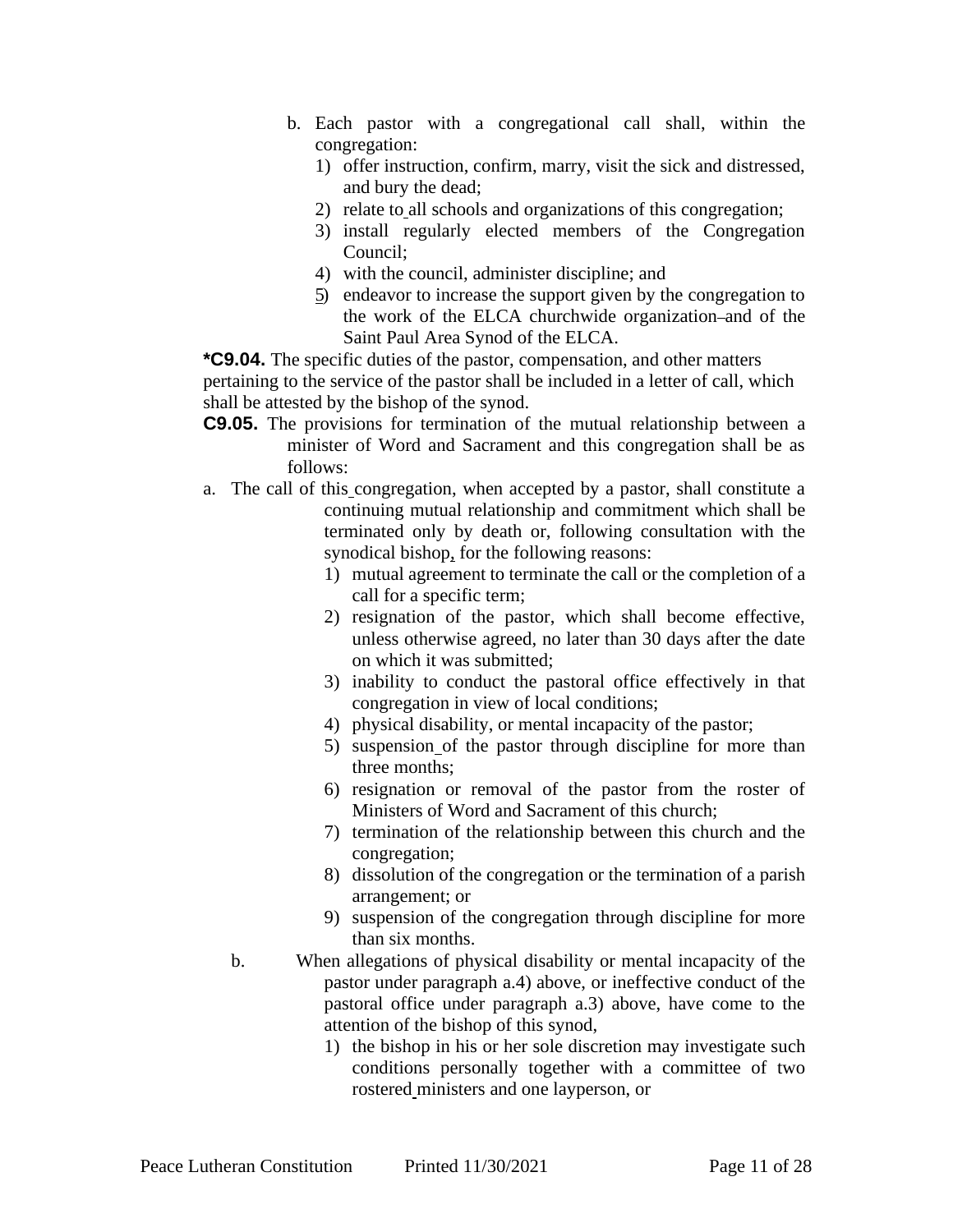b. Each pastor with a congregational call shall, within the congregation:
   1) offer instruction, confirm, marry, visit the sick and distressed, and bury the dead;
   2) relate to all schools and organizations of this congregation;
   3) install regularly elected members of the Congregation Council;
   4) with the council, administer discipline; and
   5) endeavor to increase the support given by the congregation to the work of the ELCA churchwide organization and of the Saint Paul Area Synod of the ELCA.

***C9.04.** The specific duties of the pastor, compensation, and other matters pertaining to the service of the pastor shall be included in a letter of call, which shall be attested by the bishop of the synod.

**C9.05.** The provisions for termination of the mutual relationship between a minister of Word and Sacrament and this congregation shall be as follows:

a. The call of this congregation, when accepted by a pastor, shall constitute a continuing mutual relationship and commitment which shall be terminated only by death or, following consultation with the synodical bishop, for the following reasons:
   1) mutual agreement to terminate the call or the completion of a call for a specific term;
   2) resignation of the pastor, which shall become effective, unless otherwise agreed, no later than 30 days after the date on which it was submitted;
   3) inability to conduct the pastoral office effectively in that congregation in view of local conditions;
   4) physical disability, or mental incapacity of the pastor;
   5) suspension of the pastor through discipline for more than three months;
   6) resignation or removal of the pastor from the roster of Ministers of Word and Sacrament of this church;
   7) termination of the relationship between this church and the congregation;
   8) dissolution of the congregation or the termination of a parish arrangement; or
   9) suspension of the congregation through discipline for more than six months.

b. When allegations of physical disability or mental incapacity of the pastor under paragraph a.4) above, or ineffective conduct of the pastoral office under paragraph a.3) above, have come to the attention of the bishop of this synod,
   1) the bishop in his or her sole discretion may investigate such conditions personally together with a committee of two rostered ministers and one layperson, or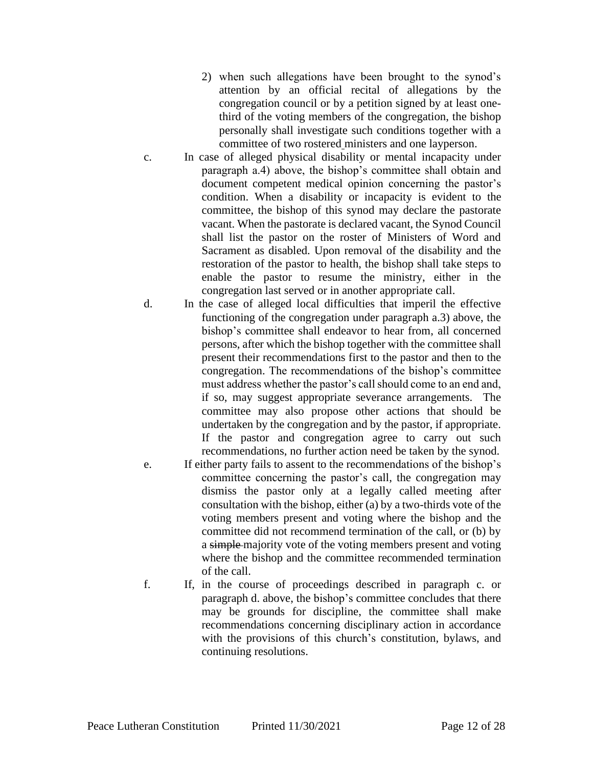2) when such allegations have been brought to the synod's attention by an official recital of allegations by the congregation council or by a petition signed by at least one-third of the voting members of the congregation, the bishop personally shall investigate such conditions together with a committee of two rostered ministers and one layperson.

c. In case of alleged physical disability or mental incapacity under paragraph a.4) above, the bishop's committee shall obtain and document competent medical opinion concerning the pastor's condition. When a disability or incapacity is evident to the committee, the bishop of this synod may declare the pastorate vacant. When the pastorate is declared vacant, the Synod Council shall list the pastor on the roster of Ministers of Word and Sacrament as disabled. Upon removal of the disability and the restoration of the pastor to health, the bishop shall take steps to enable the pastor to resume the ministry, either in the congregation last served or in another appropriate call.

d. In the case of alleged local difficulties that imperil the effective functioning of the congregation under paragraph a.3) above, the bishop's committee shall endeavor to hear from, all concerned persons, after which the bishop together with the committee shall present their recommendations first to the pastor and then to the congregation. The recommendations of the bishop's committee must address whether the pastor's call should come to an end and, if so, may suggest appropriate severance arrangements. The committee may also propose other actions that should be undertaken by the congregation and by the pastor, if appropriate. If the pastor and congregation agree to carry out such recommendations, no further action need be taken by the synod.

e. If either party fails to assent to the recommendations of the bishop's committee concerning the pastor's call, the congregation may dismiss the pastor only at a legally called meeting after consultation with the bishop, either (a) by a two-thirds vote of the voting members present and voting where the bishop and the committee did not recommend termination of the call, or (b) by a ~~simple~~ majority vote of the voting members present and voting where the bishop and the committee recommended termination of the call.

f. If, in the course of proceedings described in paragraph c. or paragraph d. above, the bishop's committee concludes that there may be grounds for discipline, the committee shall make recommendations concerning disciplinary action in accordance with the provisions of this church's constitution, bylaws, and continuing resolutions.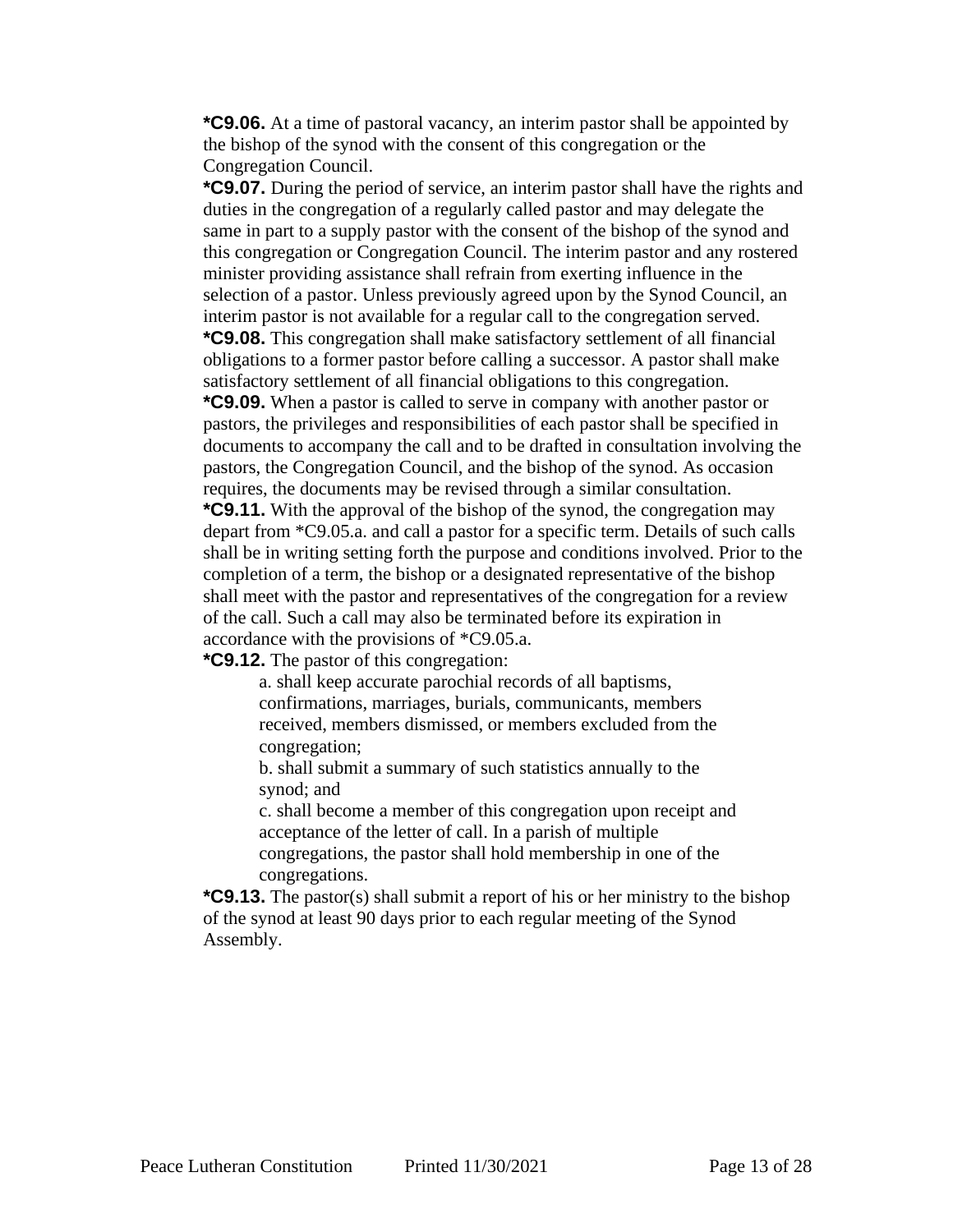**\*C9.06.** At a time of pastoral vacancy, an interim pastor shall be appointed by the bishop of the synod with the consent of this congregation or the Congregation Council.

**\*C9.07.** During the period of service, an interim pastor shall have the rights and duties in the congregation of a regularly called pastor and may delegate the same in part to a supply pastor with the consent of the bishop of the synod and this congregation or Congregation Council. The interim pastor and any rostered minister providing assistance shall refrain from exerting influence in the selection of a pastor. Unless previously agreed upon by the Synod Council, an interim pastor is not available for a regular call to the congregation served.

**\*C9.08.** This congregation shall make satisfactory settlement of all financial obligations to a former pastor before calling a successor. A pastor shall make satisfactory settlement of all financial obligations to this congregation.

**\*C9.09.** When a pastor is called to serve in company with another pastor or pastors, the privileges and responsibilities of each pastor shall be specified in documents to accompany the call and to be drafted in consultation involving the pastors, the Congregation Council, and the bishop of the synod. As occasion requires, the documents may be revised through a similar consultation.

**\*C9.11.** With the approval of the bishop of the synod, the congregation may depart from *C9.05.a. and call a pastor for a specific term. Details of such calls shall be in writing setting forth the purpose and conditions involved. Prior to the completion of a term, the bishop or a designated representative of the bishop shall meet with the pastor and representatives of the congregation for a review of the call. Such a call may also be terminated before its expiration in accordance with the provisions of *C9.05.a.

**\*C9.12.** The pastor of this congregation:

a. shall keep accurate parochial records of all baptisms, confirmations, marriages, burials, communicants, members received, members dismissed, or members excluded from the congregation;

b. shall submit a summary of such statistics annually to the synod; and

c. shall become a member of this congregation upon receipt and acceptance of the letter of call. In a parish of multiple congregations, the pastor shall hold membership in one of the congregations.

**\*C9.13.** The pastor(s) shall submit a report of his or her ministry to the bishop of the synod at least 90 days prior to each regular meeting of the Synod Assembly.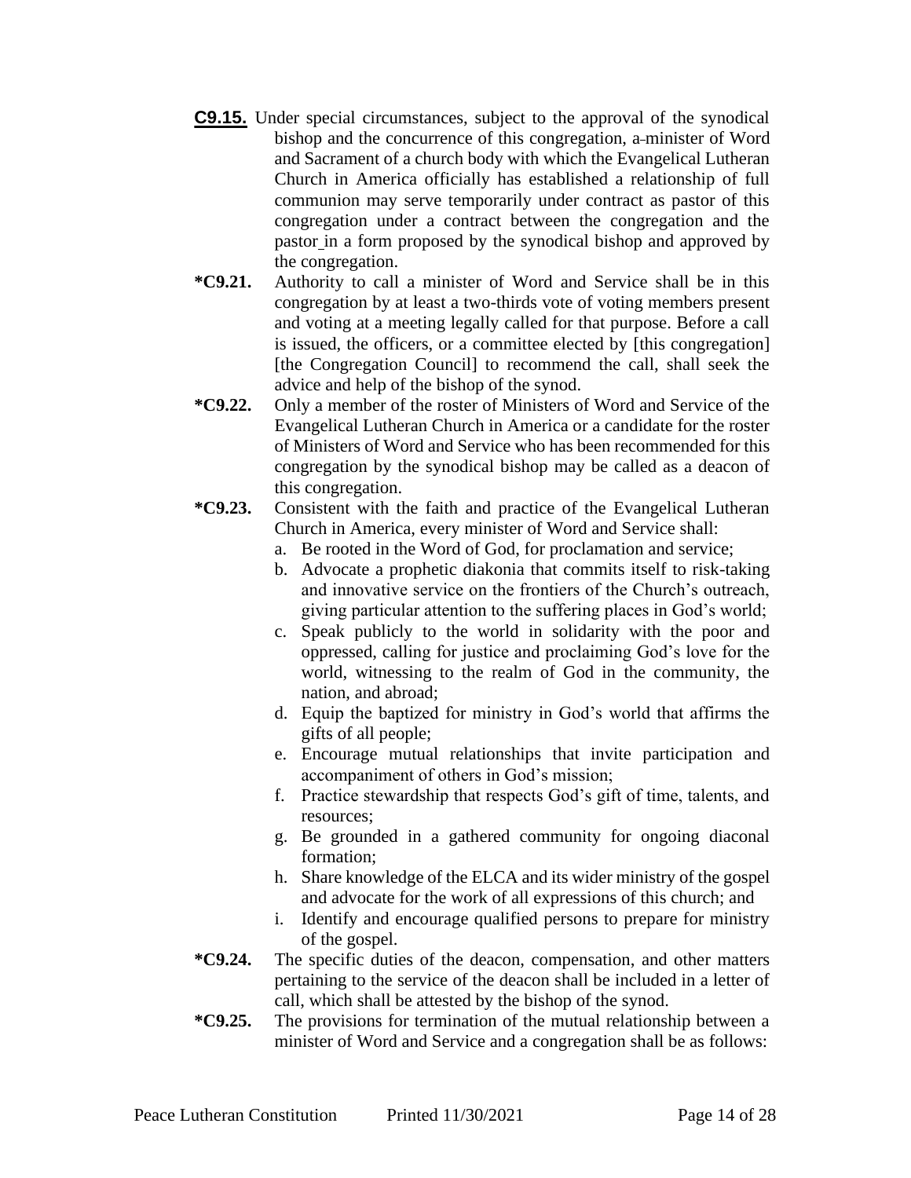**C9.15.** Under special circumstances, subject to the approval of the synodical bishop and the concurrence of this congregation, a minister of Word and Sacrament of a church body with which the Evangelical Lutheran Church in America officially has established a relationship of full communion may serve temporarily under contract as pastor of this congregation under a contract between the congregation and the pastor in a form proposed by the synodical bishop and approved by the congregation.

**\*C9.21.** Authority to call a minister of Word and Service shall be in this congregation by at least a two-thirds vote of voting members present and voting at a meeting legally called for that purpose. Before a call is issued, the officers, or a committee elected by [this congregation] [the Congregation Council] to recommend the call, shall seek the advice and help of the bishop of the synod.

**\*C9.22.** Only a member of the roster of Ministers of Word and Service of the Evangelical Lutheran Church in America or a candidate for the roster of Ministers of Word and Service who has been recommended for this congregation by the synodical bishop may be called as a deacon of this congregation.

**\*C9.23.** Consistent with the faith and practice of the Evangelical Lutheran Church in America, every minister of Word and Service shall:

a. Be rooted in the Word of God, for proclamation and service;
b. Advocate a prophetic diakonia that commits itself to risk-taking and innovative service on the frontiers of the Church's outreach, giving particular attention to the suffering places in God's world;
c. Speak publicly to the world in solidarity with the poor and oppressed, calling for justice and proclaiming God's love for the world, witnessing to the realm of God in the community, the nation, and abroad;
d. Equip the baptized for ministry in God's world that affirms the gifts of all people;
e. Encourage mutual relationships that invite participation and accompaniment of others in God's mission;
f. Practice stewardship that respects God's gift of time, talents, and resources;
g. Be grounded in a gathered community for ongoing diaconal formation;
h. Share knowledge of the ELCA and its wider ministry of the gospel and advocate for the work of all expressions of this church; and
i. Identify and encourage qualified persons to prepare for ministry of the gospel.

**\*C9.24.** The specific duties of the deacon, compensation, and other matters pertaining to the service of the deacon shall be included in a letter of call, which shall be attested by the bishop of the synod.

**\*C9.25.** The provisions for termination of the mutual relationship between a minister of Word and Service and a congregation shall be as follows: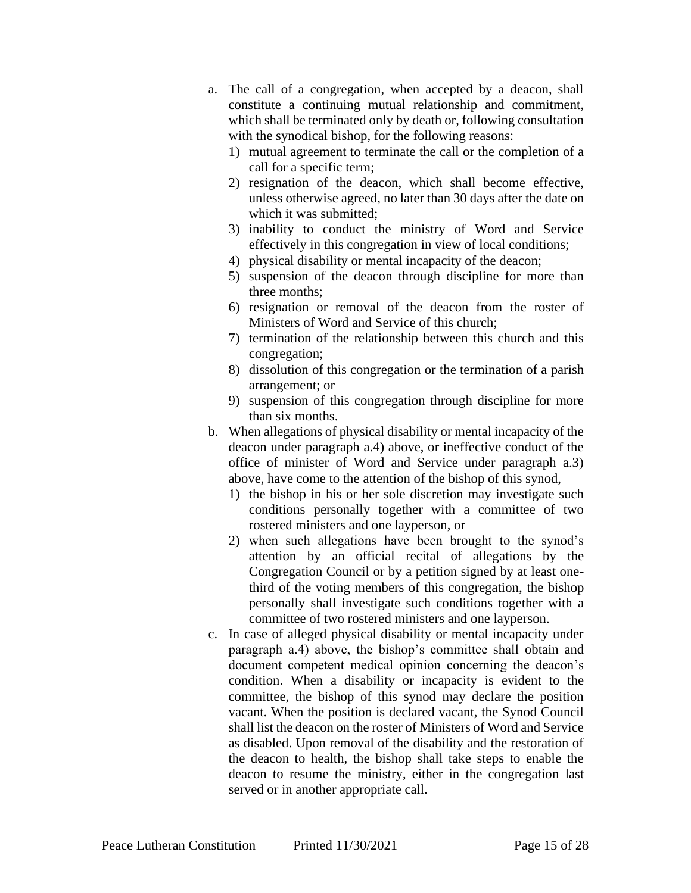a. The call of a congregation, when accepted by a deacon, shall constitute a continuing mutual relationship and commitment, which shall be terminated only by death or, following consultation with the synodical bishop, for the following reasons:
   1) mutual agreement to terminate the call or the completion of a call for a specific term;
   2) resignation of the deacon, which shall become effective, unless otherwise agreed, no later than 30 days after the date on which it was submitted;
   3) inability to conduct the ministry of Word and Service effectively in this congregation in view of local conditions;
   4) physical disability or mental incapacity of the deacon;
   5) suspension of the deacon through discipline for more than three months;
   6) resignation or removal of the deacon from the roster of Ministers of Word and Service of this church;
   7) termination of the relationship between this church and this congregation;
   8) dissolution of this congregation or the termination of a parish arrangement; or
   9) suspension of this congregation through discipline for more than six months.
b. When allegations of physical disability or mental incapacity of the deacon under paragraph a.4) above, or ineffective conduct of the office of minister of Word and Service under paragraph a.3) above, have come to the attention of the bishop of this synod,
   1) the bishop in his or her sole discretion may investigate such conditions personally together with a committee of two rostered ministers and one layperson, or
   2) when such allegations have been brought to the synod's attention by an official recital of allegations by the Congregation Council or by a petition signed by at least one-third of the voting members of this congregation, the bishop personally shall investigate such conditions together with a committee of two rostered ministers and one layperson.
c. In case of alleged physical disability or mental incapacity under paragraph a.4) above, the bishop's committee shall obtain and document competent medical opinion concerning the deacon's condition. When a disability or incapacity is evident to the committee, the bishop of this synod may declare the position vacant. When the position is declared vacant, the Synod Council shall list the deacon on the roster of Ministers of Word and Service as disabled. Upon removal of the disability and the restoration of the deacon to health, the bishop shall take steps to enable the deacon to resume the ministry, either in the congregation last served or in another appropriate call.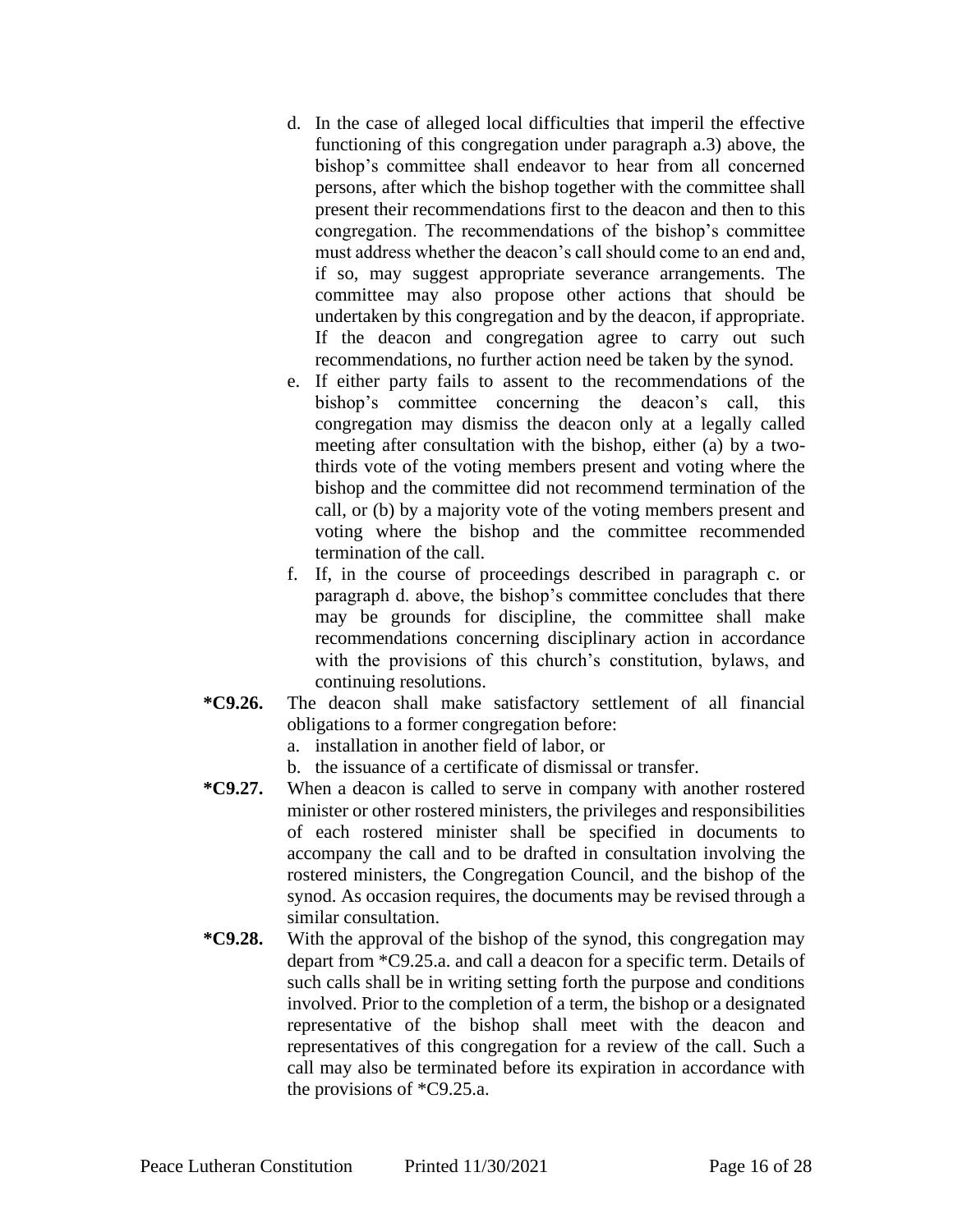d. In the case of alleged local difficulties that imperil the effective functioning of this congregation under paragraph a.3) above, the bishop's committee shall endeavor to hear from all concerned persons, after which the bishop together with the committee shall present their recommendations first to the deacon and then to this congregation. The recommendations of the bishop's committee must address whether the deacon's call should come to an end and, if so, may suggest appropriate severance arrangements. The committee may also propose other actions that should be undertaken by this congregation and by the deacon, if appropriate. If the deacon and congregation agree to carry out such recommendations, no further action need be taken by the synod.

e. If either party fails to assent to the recommendations of the bishop's committee concerning the deacon's call, this congregation may dismiss the deacon only at a legally called meeting after consultation with the bishop, either (a) by a two-thirds vote of the voting members present and voting where the bishop and the committee did not recommend termination of the call, or (b) by a majority vote of the voting members present and voting where the bishop and the committee recommended termination of the call.

f. If, in the course of proceedings described in paragraph c. or paragraph d. above, the bishop's committee concludes that there may be grounds for discipline, the committee shall make recommendations concerning disciplinary action in accordance with the provisions of this church's constitution, bylaws, and continuing resolutions.

**\*C9.26.** The deacon shall make satisfactory settlement of all financial obligations to a former congregation before:

a. installation in another field of labor, or
b. the issuance of a certificate of dismissal or transfer.

**\*C9.27.** When a deacon is called to serve in company with another rostered minister or other rostered ministers, the privileges and responsibilities of each rostered minister shall be specified in documents to accompany the call and to be drafted in consultation involving the rostered ministers, the Congregation Council, and the bishop of the synod. As occasion requires, the documents may be revised through a similar consultation.

**\*C9.28.** With the approval of the bishop of the synod, this congregation may depart from \*C9.25.a. and call a deacon for a specific term. Details of such calls shall be in writing setting forth the purpose and conditions involved. Prior to the completion of a term, the bishop or a designated representative of the bishop shall meet with the deacon and representatives of this congregation for a review of the call. Such a call may also be terminated before its expiration in accordance with the provisions of \*C9.25.a.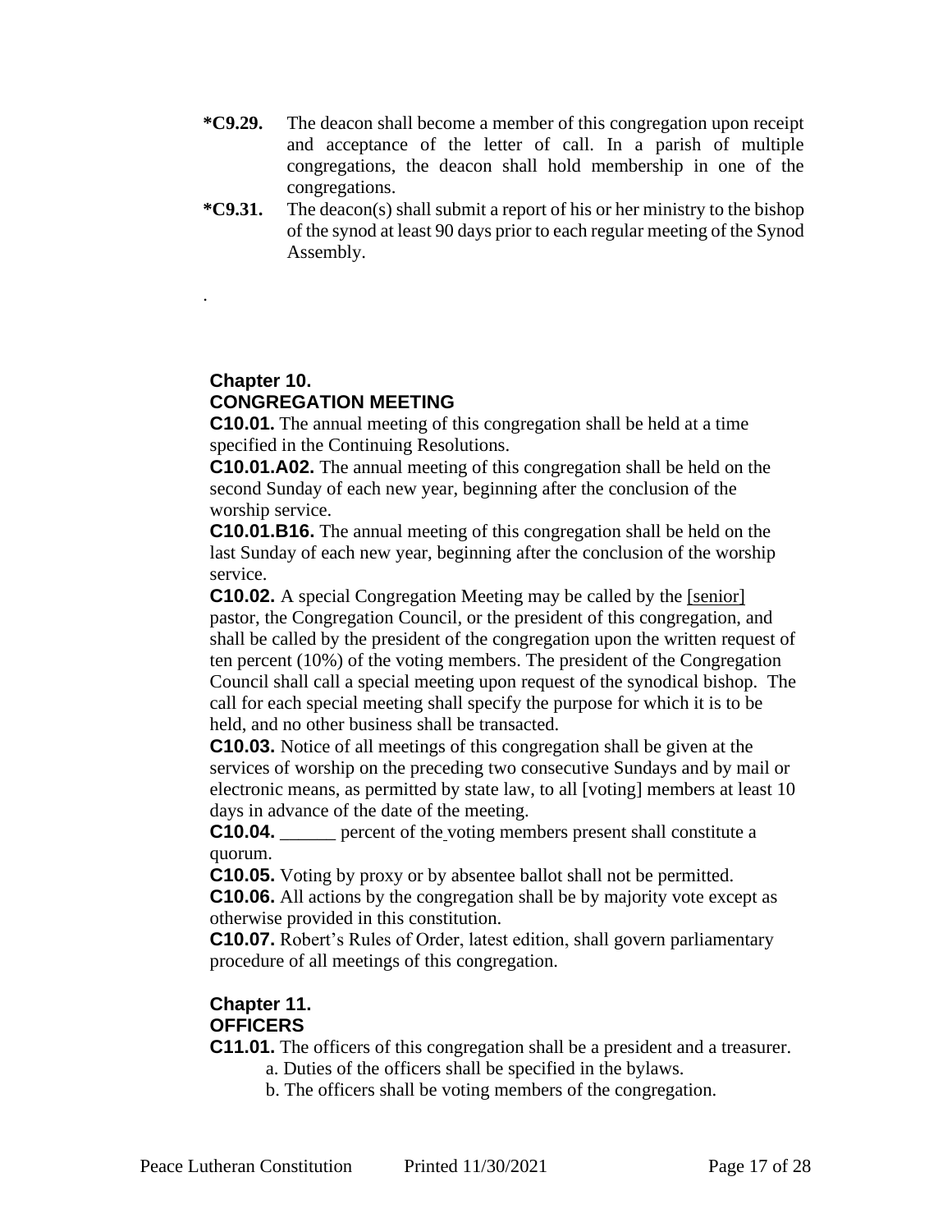**\*C9.29.** The deacon shall become a member of this congregation upon receipt and acceptance of the letter of call. In a parish of multiple congregations, the deacon shall hold membership in one of the congregations.

**\*C9.31.** The deacon(s) shall submit a report of his or her ministry to the bishop of the synod at least 90 days prior to each regular meeting of the Synod Assembly.

.

## Chapter 10.
## CONGREGATION MEETING

**C10.01.** The annual meeting of this congregation shall be held at a time specified in the Continuing Resolutions.

**C10.01.A02.** The annual meeting of this congregation shall be held on the second Sunday of each new year, beginning after the conclusion of the worship service.

**C10.01.B16.** The annual meeting of this congregation shall be held on the last Sunday of each new year, beginning after the conclusion of the worship service.

**C10.02.** A special Congregation Meeting may be called by the [senior] pastor, the Congregation Council, or the president of this congregation, and shall be called by the president of the congregation upon the written request of ten percent (10%) of the voting members. The president of the Congregation Council shall call a special meeting upon request of the synodical bishop. The call for each special meeting shall specify the purpose for which it is to be held, and no other business shall be transacted.

**C10.03.** Notice of all meetings of this congregation shall be given at the services of worship on the preceding two consecutive Sundays and by mail or electronic means, as permitted by state law, to all [voting] members at least 10 days in advance of the date of the meeting.

**C10.04.** ______ percent of the voting members present shall constitute a quorum.

**C10.05.** Voting by proxy or by absentee ballot shall not be permitted.

**C10.06.** All actions by the congregation shall be by majority vote except as otherwise provided in this constitution.

**C10.07.** Robert's Rules of Order, latest edition, shall govern parliamentary procedure of all meetings of this congregation.

## Chapter 11.
## OFFICERS

**C11.01.** The officers of this congregation shall be a president and a treasurer.

a. Duties of the officers shall be specified in the bylaws.

b. The officers shall be voting members of the congregation.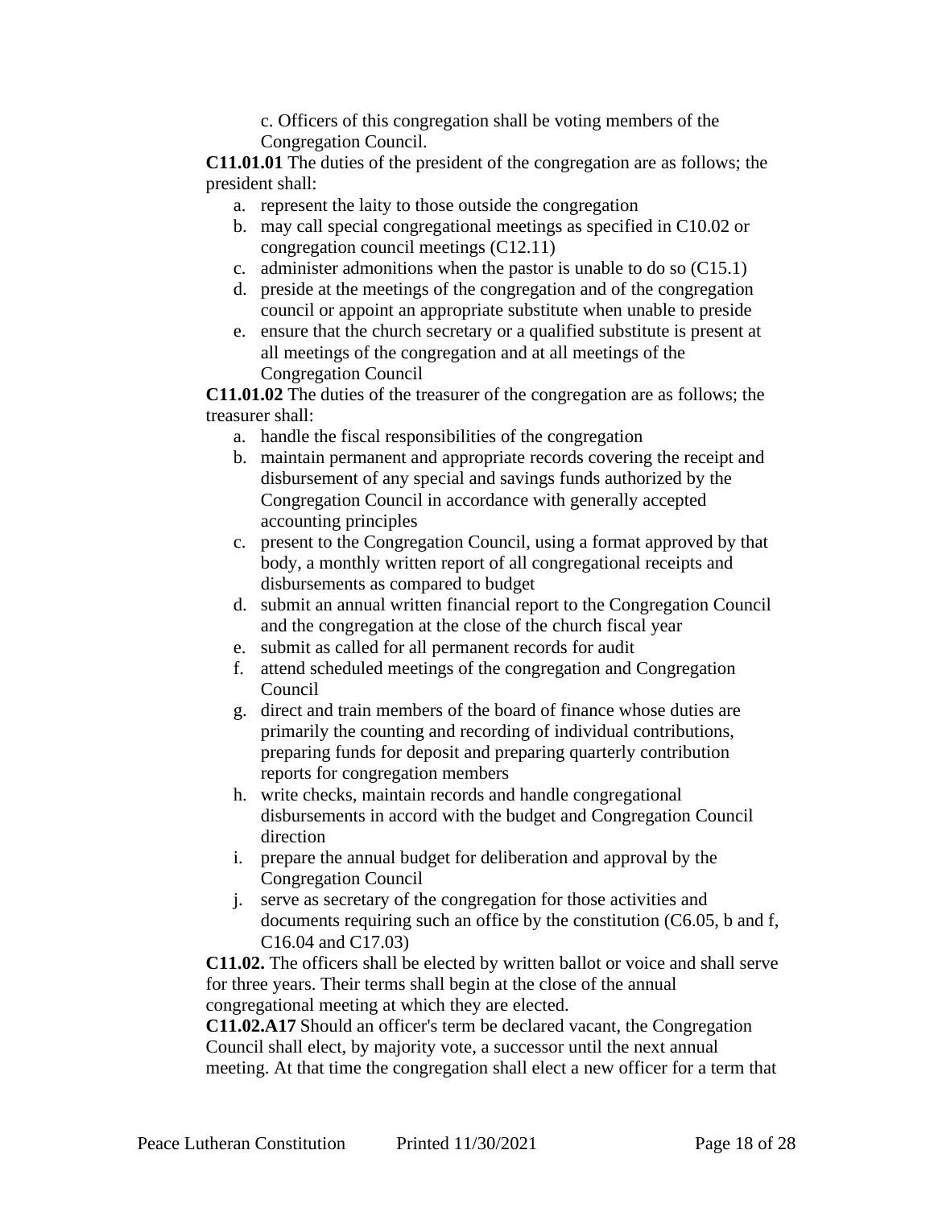c. Officers of this congregation shall be voting members of the Congregation Council.

**C11.01.01** The duties of the president of the congregation are as follows; the president shall:

a. represent the laity to those outside the congregation
b. may call special congregational meetings as specified in C10.02 or congregation council meetings (C12.11)
c. administer admonitions when the pastor is unable to do so (C15.1)
d. preside at the meetings of the congregation and of the congregation council or appoint an appropriate substitute when unable to preside
e. ensure that the church secretary or a qualified substitute is present at all meetings of the congregation and at all meetings of the Congregation Council

**C11.01.02** The duties of the treasurer of the congregation are as follows; the treasurer shall:

a. handle the fiscal responsibilities of the congregation
b. maintain permanent and appropriate records covering the receipt and disbursement of any special and savings funds authorized by the Congregation Council in accordance with generally accepted accounting principles
c. present to the Congregation Council, using a format approved by that body, a monthly written report of all congregational receipts and disbursements as compared to budget
d. submit an annual written financial report to the Congregation Council and the congregation at the close of the church fiscal year
e. submit as called for all permanent records for audit
f. attend scheduled meetings of the congregation and Congregation Council
g. direct and train members of the board of finance whose duties are primarily the counting and recording of individual contributions, preparing funds for deposit and preparing quarterly contribution reports for congregation members
h. write checks, maintain records and handle congregational disbursements in accord with the budget and Congregation Council direction
i. prepare the annual budget for deliberation and approval by the Congregation Council
j. serve as secretary of the congregation for those activities and documents requiring such an office by the constitution (C6.05, b and f, C16.04 and C17.03)

**C11.02.** The officers shall be elected by written ballot or voice and shall serve for three years. Their terms shall begin at the close of the annual congregational meeting at which they are elected.

**C11.02.A17** Should an officer's term be declared vacant, the Congregation Council shall elect, by majority vote, a successor until the next annual meeting. At that time the congregation shall elect a new officer for a term that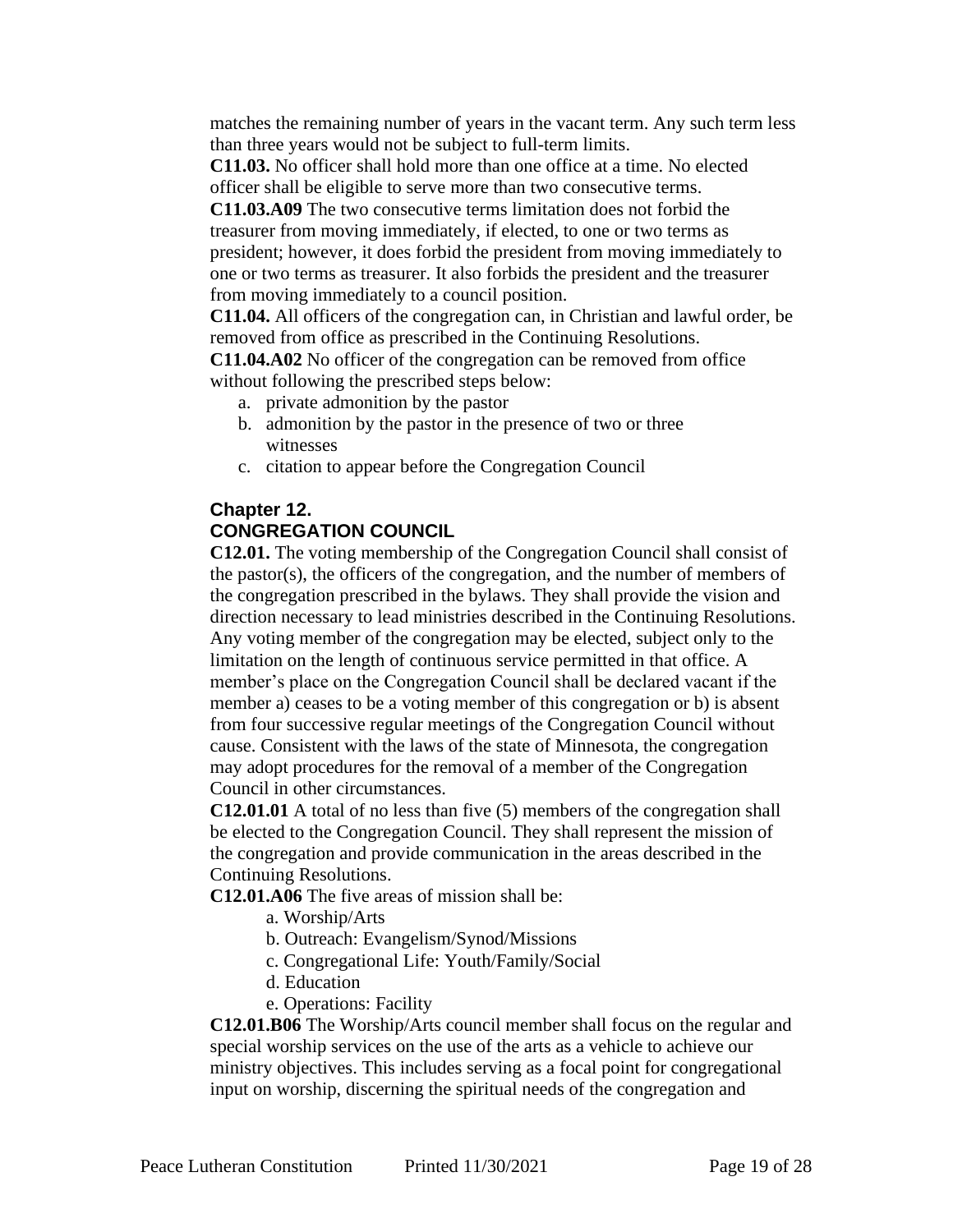matches the remaining number of years in the vacant term. Any such term less than three years would not be subject to full-term limits.

**C11.03.** No officer shall hold more than one office at a time. No elected officer shall be eligible to serve more than two consecutive terms.

**C11.03.A09** The two consecutive terms limitation does not forbid the treasurer from moving immediately, if elected, to one or two terms as president; however, it does forbid the president from moving immediately to one or two terms as treasurer. It also forbids the president and the treasurer from moving immediately to a council position.

**C11.04.** All officers of the congregation can, in Christian and lawful order, be removed from office as prescribed in the Continuing Resolutions.

**C11.04.A02** No officer of the congregation can be removed from office without following the prescribed steps below:

a. private admonition by the pastor
b. admonition by the pastor in the presence of two or three witnesses
c. citation to appear before the Congregation Council

## Chapter 12.
## CONGREGATION COUNCIL

**C12.01.** The voting membership of the Congregation Council shall consist of the pastor(s), the officers of the congregation, and the number of members of the congregation prescribed in the bylaws. They shall provide the vision and direction necessary to lead ministries described in the Continuing Resolutions. Any voting member of the congregation may be elected, subject only to the limitation on the length of continuous service permitted in that office. A member's place on the Congregation Council shall be declared vacant if the member a) ceases to be a voting member of this congregation or b) is absent from four successive regular meetings of the Congregation Council without cause. Consistent with the laws of the state of Minnesota, the congregation may adopt procedures for the removal of a member of the Congregation Council in other circumstances.

**C12.01.01** A total of no less than five (5) members of the congregation shall be elected to the Congregation Council. They shall represent the mission of the congregation and provide communication in the areas described in the Continuing Resolutions.

**C12.01.A06** The five areas of mission shall be:

a. Worship/Arts
b. Outreach: Evangelism/Synod/Missions
c. Congregational Life: Youth/Family/Social
d. Education
e. Operations: Facility

**C12.01.B06** The Worship/Arts council member shall focus on the regular and special worship services on the use of the arts as a vehicle to achieve our ministry objectives. This includes serving as a focal point for congregational input on worship, discerning the spiritual needs of the congregation and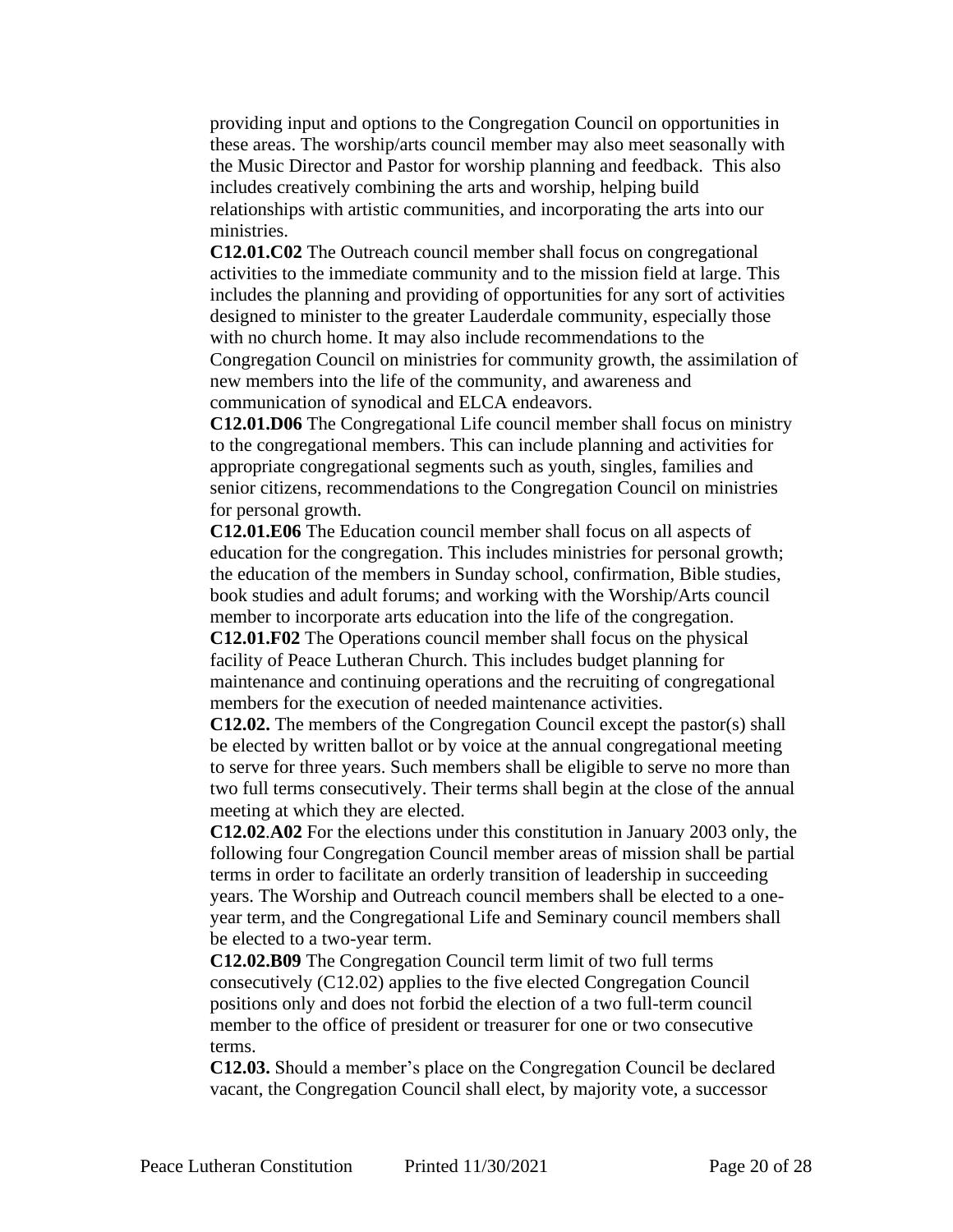providing input and options to the Congregation Council on opportunities in these areas. The worship/arts council member may also meet seasonally with the Music Director and Pastor for worship planning and feedback. This also includes creatively combining the arts and worship, helping build relationships with artistic communities, and incorporating the arts into our ministries.

**C12.01.C02** The Outreach council member shall focus on congregational activities to the immediate community and to the mission field at large. This includes the planning and providing of opportunities for any sort of activities designed to minister to the greater Lauderdale community, especially those with no church home. It may also include recommendations to the Congregation Council on ministries for community growth, the assimilation of new members into the life of the community, and awareness and communication of synodical and ELCA endeavors.

**C12.01.D06** The Congregational Life council member shall focus on ministry to the congregational members. This can include planning and activities for appropriate congregational segments such as youth, singles, families and senior citizens, recommendations to the Congregation Council on ministries for personal growth.

**C12.01.E06** The Education council member shall focus on all aspects of education for the congregation. This includes ministries for personal growth; the education of the members in Sunday school, confirmation, Bible studies, book studies and adult forums; and working with the Worship/Arts council member to incorporate arts education into the life of the congregation.

**C12.01.F02** The Operations council member shall focus on the physical facility of Peace Lutheran Church. This includes budget planning for maintenance and continuing operations and the recruiting of congregational members for the execution of needed maintenance activities.

**C12.02.** The members of the Congregation Council except the pastor(s) shall be elected by written ballot or by voice at the annual congregational meeting to serve for three years. Such members shall be eligible to serve no more than two full terms consecutively. Their terms shall begin at the close of the annual meeting at which they are elected.

**C12.02.A02** For the elections under this constitution in January 2003 only, the following four Congregation Council member areas of mission shall be partial terms in order to facilitate an orderly transition of leadership in succeeding years. The Worship and Outreach council members shall be elected to a one-year term, and the Congregational Life and Seminary council members shall be elected to a two-year term.

**C12.02.B09** The Congregation Council term limit of two full terms consecutively (C12.02) applies to the five elected Congregation Council positions only and does not forbid the election of a two full-term council member to the office of president or treasurer for one or two consecutive terms.

**C12.03.** Should a member's place on the Congregation Council be declared vacant, the Congregation Council shall elect, by majority vote, a successor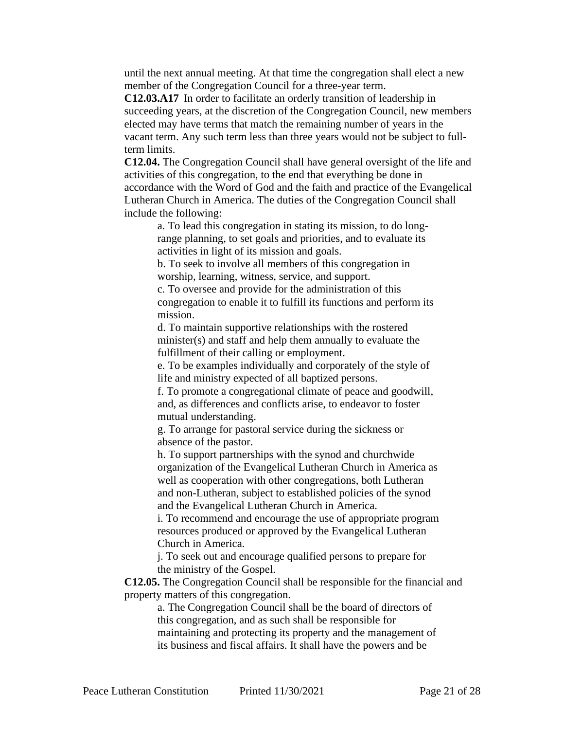until the next annual meeting. At that time the congregation shall elect a new member of the Congregation Council for a three-year term.

**C12.03.A17** In order to facilitate an orderly transition of leadership in succeeding years, at the discretion of the Congregation Council, new members elected may have terms that match the remaining number of years in the vacant term. Any such term less than three years would not be subject to full-term limits.

**C12.04.** The Congregation Council shall have general oversight of the life and activities of this congregation, to the end that everything be done in accordance with the Word of God and the faith and practice of the Evangelical Lutheran Church in America. The duties of the Congregation Council shall include the following:

a. To lead this congregation in stating its mission, to do long-range planning, to set goals and priorities, and to evaluate its activities in light of its mission and goals.

b. To seek to involve all members of this congregation in worship, learning, witness, service, and support.

c. To oversee and provide for the administration of this congregation to enable it to fulfill its functions and perform its mission.

d. To maintain supportive relationships with the rostered minister(s) and staff and help them annually to evaluate the fulfillment of their calling or employment.

e. To be examples individually and corporately of the style of life and ministry expected of all baptized persons.

f. To promote a congregational climate of peace and goodwill, and, as differences and conflicts arise, to endeavor to foster mutual understanding.

g. To arrange for pastoral service during the sickness or absence of the pastor.

h. To support partnerships with the synod and churchwide organization of the Evangelical Lutheran Church in America as well as cooperation with other congregations, both Lutheran and non-Lutheran, subject to established policies of the synod and the Evangelical Lutheran Church in America.

i. To recommend and encourage the use of appropriate program resources produced or approved by the Evangelical Lutheran Church in America.

j. To seek out and encourage qualified persons to prepare for the ministry of the Gospel.

**C12.05.** The Congregation Council shall be responsible for the financial and property matters of this congregation.

a. The Congregation Council shall be the board of directors of this congregation, and as such shall be responsible for maintaining and protecting its property and the management of its business and fiscal affairs. It shall have the powers and be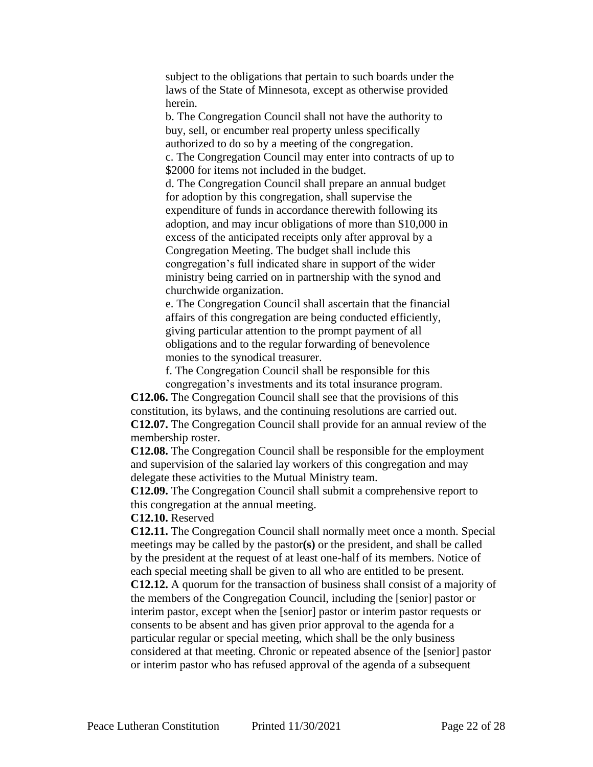subject to the obligations that pertain to such boards under the laws of the State of Minnesota, except as otherwise provided herein.

b. The Congregation Council shall not have the authority to buy, sell, or encumber real property unless specifically authorized to do so by a meeting of the congregation.

c. The Congregation Council may enter into contracts of up to $2000 for items not included in the budget.

d. The Congregation Council shall prepare an annual budget for adoption by this congregation, shall supervise the expenditure of funds in accordance therewith following its adoption, and may incur obligations of more than $10,000 in excess of the anticipated receipts only after approval by a Congregation Meeting. The budget shall include this congregation's full indicated share in support of the wider ministry being carried on in partnership with the synod and churchwide organization.

e. The Congregation Council shall ascertain that the financial affairs of this congregation are being conducted efficiently, giving particular attention to the prompt payment of all obligations and to the regular forwarding of benevolence monies to the synodical treasurer.

f. The Congregation Council shall be responsible for this congregation's investments and its total insurance program.

**C12.06.** The Congregation Council shall see that the provisions of this constitution, its bylaws, and the continuing resolutions are carried out.

**C12.07.** The Congregation Council shall provide for an annual review of the membership roster.

**C12.08.** The Congregation Council shall be responsible for the employment and supervision of the salaried lay workers of this congregation and may delegate these activities to the Mutual Ministry team.

**C12.09.** The Congregation Council shall submit a comprehensive report to this congregation at the annual meeting.

**C12.10.** Reserved

**C12.11.** The Congregation Council shall normally meet once a month. Special meetings may be called by the pastor**(s)** or the president, and shall be called by the president at the request of at least one-half of its members. Notice of each special meeting shall be given to all who are entitled to be present.

**C12.12.** A quorum for the transaction of business shall consist of a majority of the members of the Congregation Council, including the [senior] pastor or interim pastor, except when the [senior] pastor or interim pastor requests or consents to be absent and has given prior approval to the agenda for a particular regular or special meeting, which shall be the only business considered at that meeting. Chronic or repeated absence of the [senior] pastor or interim pastor who has refused approval of the agenda of a subsequent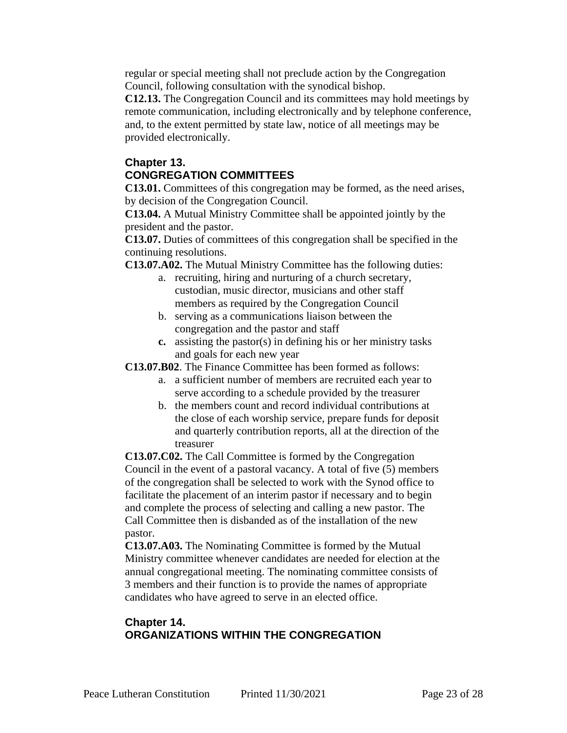regular or special meeting shall not preclude action by the Congregation Council, following consultation with the synodical bishop.

**C12.13.** The Congregation Council and its committees may hold meetings by remote communication, including electronically and by telephone conference, and, to the extent permitted by state law, notice of all meetings may be provided electronically.

## Chapter 13.
## CONGREGATION COMMITTEES

**C13.01.** Committees of this congregation may be formed, as the need arises, by decision of the Congregation Council.

**C13.04.** A Mutual Ministry Committee shall be appointed jointly by the president and the pastor.

**C13.07.** Duties of committees of this congregation shall be specified in the continuing resolutions.

**C13.07.A02.** The Mutual Ministry Committee has the following duties:

a. recruiting, hiring and nurturing of a church secretary, custodian, music director, musicians and other staff members as required by the Congregation Council
b. serving as a communications liaison between the congregation and the pastor and staff
**c.** assisting the pastor(s) in defining his or her ministry tasks and goals for each new year

**C13.07.B02**. The Finance Committee has been formed as follows:

a. a sufficient number of members are recruited each year to serve according to a schedule provided by the treasurer
b. the members count and record individual contributions at the close of each worship service, prepare funds for deposit and quarterly contribution reports, all at the direction of the treasurer

**C13.07.C02.** The Call Committee is formed by the Congregation Council in the event of a pastoral vacancy. A total of five (5) members of the congregation shall be selected to work with the Synod office to facilitate the placement of an interim pastor if necessary and to begin and complete the process of selecting and calling a new pastor. The Call Committee then is disbanded as of the installation of the new pastor.

**C13.07.A03.** The Nominating Committee is formed by the Mutual Ministry committee whenever candidates are needed for election at the annual congregational meeting. The nominating committee consists of 3 members and their function is to provide the names of appropriate candidates who have agreed to serve in an elected office.

## Chapter 14.
## ORGANIZATIONS WITHIN THE CONGREGATION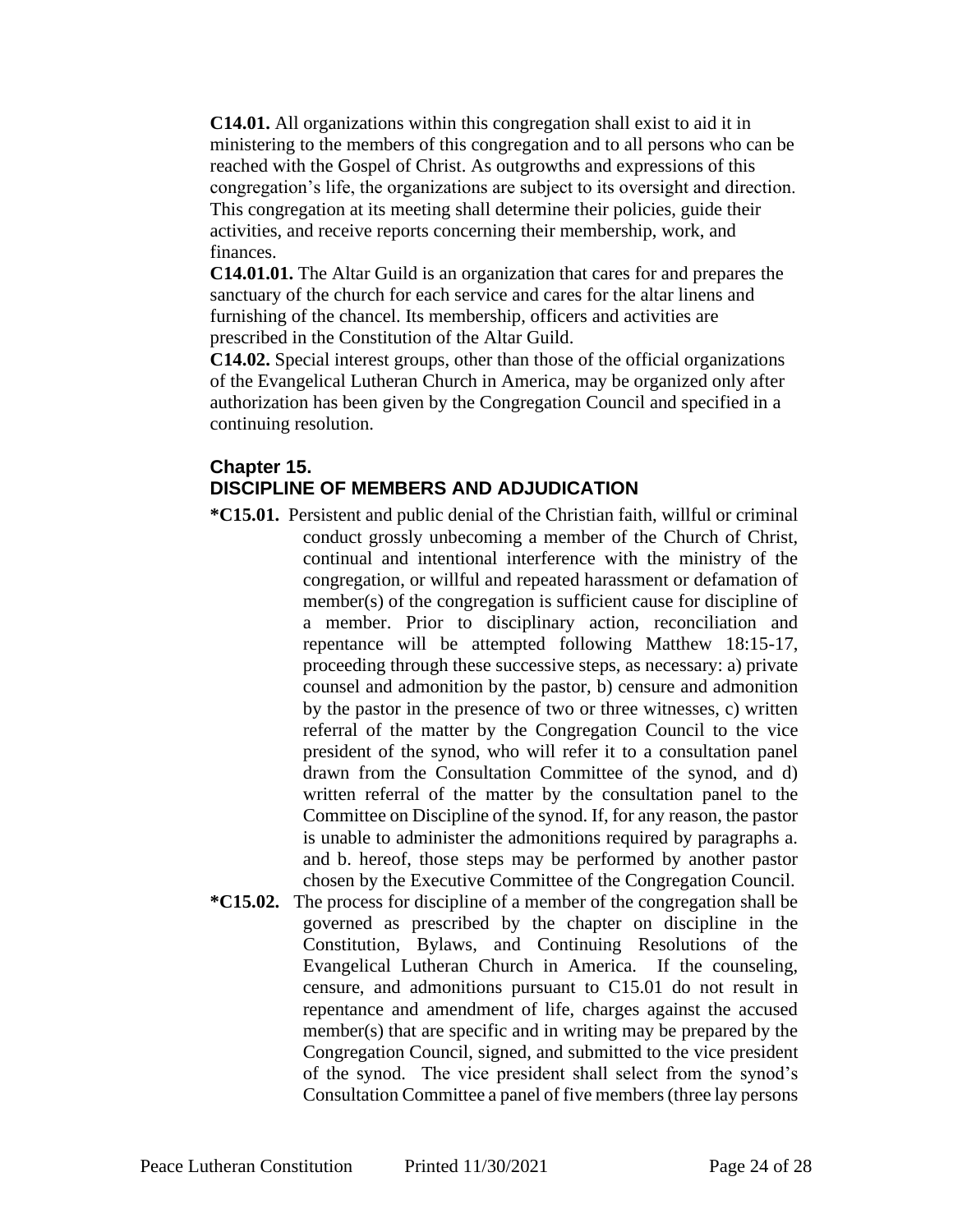**C14.01.** All organizations within this congregation shall exist to aid it in ministering to the members of this congregation and to all persons who can be reached with the Gospel of Christ. As outgrowths and expressions of this congregation's life, the organizations are subject to its oversight and direction. This congregation at its meeting shall determine their policies, guide their activities, and receive reports concerning their membership, work, and finances.

**C14.01.01.** The Altar Guild is an organization that cares for and prepares the sanctuary of the church for each service and cares for the altar linens and furnishing of the chancel. Its membership, officers and activities are prescribed in the Constitution of the Altar Guild.

**C14.02.** Special interest groups, other than those of the official organizations of the Evangelical Lutheran Church in America, may be organized only after authorization has been given by the Congregation Council and specified in a continuing resolution.

## Chapter 15.
## DISCIPLINE OF MEMBERS AND ADJUDICATION

**\*C15.01.** Persistent and public denial of the Christian faith, willful or criminal conduct grossly unbecoming a member of the Church of Christ, continual and intentional interference with the ministry of the congregation, or willful and repeated harassment or defamation of member(s) of the congregation is sufficient cause for discipline of a member. Prior to disciplinary action, reconciliation and repentance will be attempted following Matthew 18:15-17, proceeding through these successive steps, as necessary: a) private counsel and admonition by the pastor, b) censure and admonition by the pastor in the presence of two or three witnesses, c) written referral of the matter by the Congregation Council to the vice president of the synod, who will refer it to a consultation panel drawn from the Consultation Committee of the synod, and d) written referral of the matter by the consultation panel to the Committee on Discipline of the synod. If, for any reason, the pastor is unable to administer the admonitions required by paragraphs a. and b. hereof, those steps may be performed by another pastor chosen by the Executive Committee of the Congregation Council.

**\*C15.02.** The process for discipline of a member of the congregation shall be governed as prescribed by the chapter on discipline in the Constitution, Bylaws, and Continuing Resolutions of the Evangelical Lutheran Church in America. If the counseling, censure, and admonitions pursuant to C15.01 do not result in repentance and amendment of life, charges against the accused member(s) that are specific and in writing may be prepared by the Congregation Council, signed, and submitted to the vice president of the synod. The vice president shall select from the synod's Consultation Committee a panel of five members (three lay persons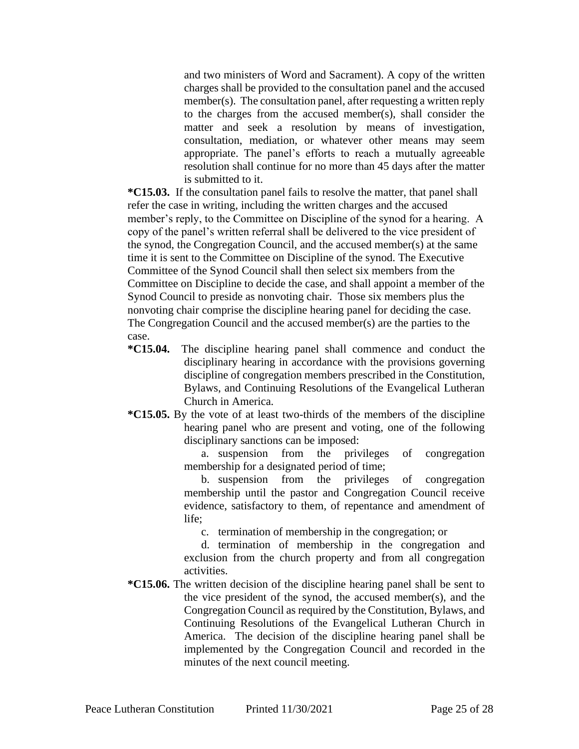and two ministers of Word and Sacrament). A copy of the written charges shall be provided to the consultation panel and the accused member(s). The consultation panel, after requesting a written reply to the charges from the accused member(s), shall consider the matter and seek a resolution by means of investigation, consultation, mediation, or whatever other means may seem appropriate. The panel's efforts to reach a mutually agreeable resolution shall continue for no more than 45 days after the matter is submitted to it.

**\*C15.03.** If the consultation panel fails to resolve the matter, that panel shall refer the case in writing, including the written charges and the accused member's reply, to the Committee on Discipline of the synod for a hearing. A copy of the panel's written referral shall be delivered to the vice president of the synod, the Congregation Council, and the accused member(s) at the same time it is sent to the Committee on Discipline of the synod. The Executive Committee of the Synod Council shall then select six members from the Committee on Discipline to decide the case, and shall appoint a member of the Synod Council to preside as nonvoting chair. Those six members plus the nonvoting chair comprise the discipline hearing panel for deciding the case. The Congregation Council and the accused member(s) are the parties to the case.

**\*C15.04.** The discipline hearing panel shall commence and conduct the disciplinary hearing in accordance with the provisions governing discipline of congregation members prescribed in the Constitution, Bylaws, and Continuing Resolutions of the Evangelical Lutheran Church in America.

**\*C15.05.** By the vote of at least two-thirds of the members of the discipline hearing panel who are present and voting, one of the following disciplinary sanctions can be imposed:

a. suspension from the privileges of congregation membership for a designated period of time;

b. suspension from the privileges of congregation membership until the pastor and Congregation Council receive evidence, satisfactory to them, of repentance and amendment of life;

c. termination of membership in the congregation; or

d. termination of membership in the congregation and exclusion from the church property and from all congregation activities.

**\*C15.06.** The written decision of the discipline hearing panel shall be sent to the vice president of the synod, the accused member(s), and the Congregation Council as required by the Constitution, Bylaws, and Continuing Resolutions of the Evangelical Lutheran Church in America. The decision of the discipline hearing panel shall be implemented by the Congregation Council and recorded in the minutes of the next council meeting.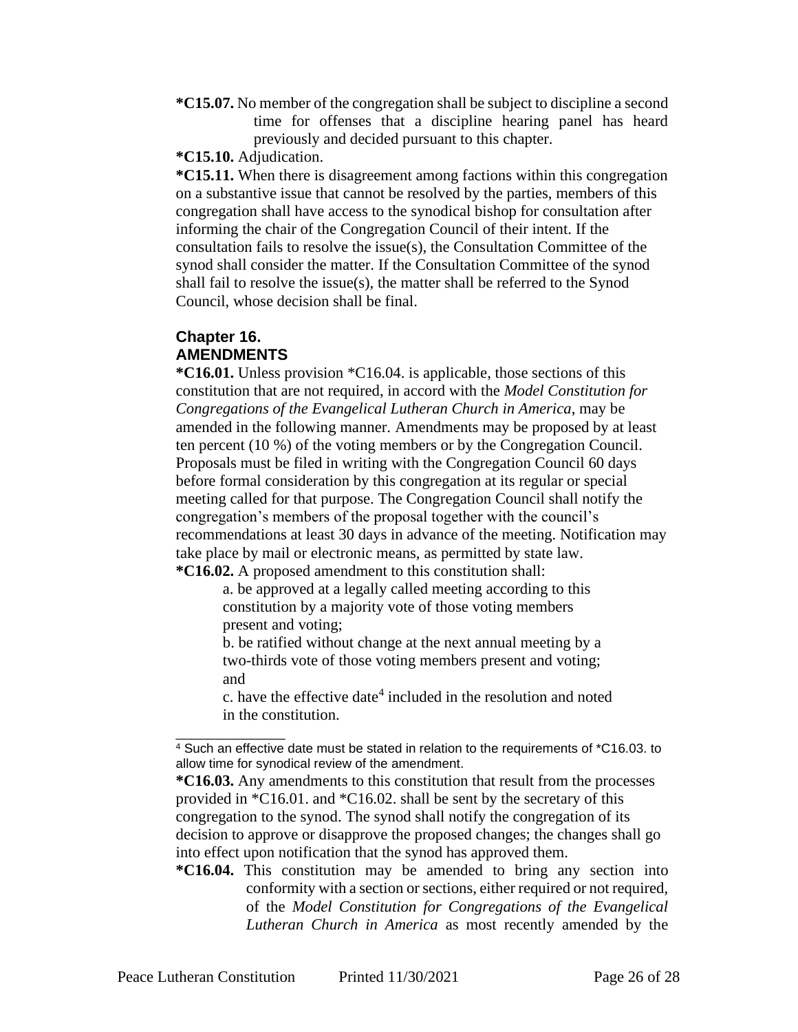**\*C15.07.** No member of the congregation shall be subject to discipline a second time for offenses that a discipline hearing panel has heard previously and decided pursuant to this chapter.

**\*C15.10.** Adjudication.

**\*C15.11.** When there is disagreement among factions within this congregation on a substantive issue that cannot be resolved by the parties, members of this congregation shall have access to the synodical bishop for consultation after informing the chair of the Congregation Council of their intent. If the consultation fails to resolve the issue(s), the Consultation Committee of the synod shall consider the matter. If the Consultation Committee of the synod shall fail to resolve the issue(s), the matter shall be referred to the Synod Council, whose decision shall be final.

## Chapter 16.
## AMENDMENTS

**\*C16.01.** Unless provision \*C16.04. is applicable, those sections of this constitution that are not required, in accord with the *Model Constitution for Congregations of the Evangelical Lutheran Church in America*, may be amended in the following manner. Amendments may be proposed by at least ten percent (10 %) of the voting members or by the Congregation Council. Proposals must be filed in writing with the Congregation Council 60 days before formal consideration by this congregation at its regular or special meeting called for that purpose. The Congregation Council shall notify the congregation's members of the proposal together with the council's recommendations at least 30 days in advance of the meeting. Notification may take place by mail or electronic means, as permitted by state law.

**\*C16.02.** A proposed amendment to this constitution shall:

a. be approved at a legally called meeting according to this constitution by a majority vote of those voting members present and voting;

b. be ratified without change at the next annual meeting by a two-thirds vote of those voting members present and voting; and

c. have the effective date[4] included in the resolution and noted in the constitution.

---

[4] Such an effective date must be stated in relation to the requirements of \*C16.03. to allow time for synodical review of the amendment.

**\*C16.03.** Any amendments to this constitution that result from the processes provided in \*C16.01. and \*C16.02. shall be sent by the secretary of this congregation to the synod. The synod shall notify the congregation of its decision to approve or disapprove the proposed changes; the changes shall go into effect upon notification that the synod has approved them.

**\*C16.04.** This constitution may be amended to bring any section into conformity with a section or sections, either required or not required, of the *Model Constitution for Congregations of the Evangelical Lutheran Church in America* as most recently amended by the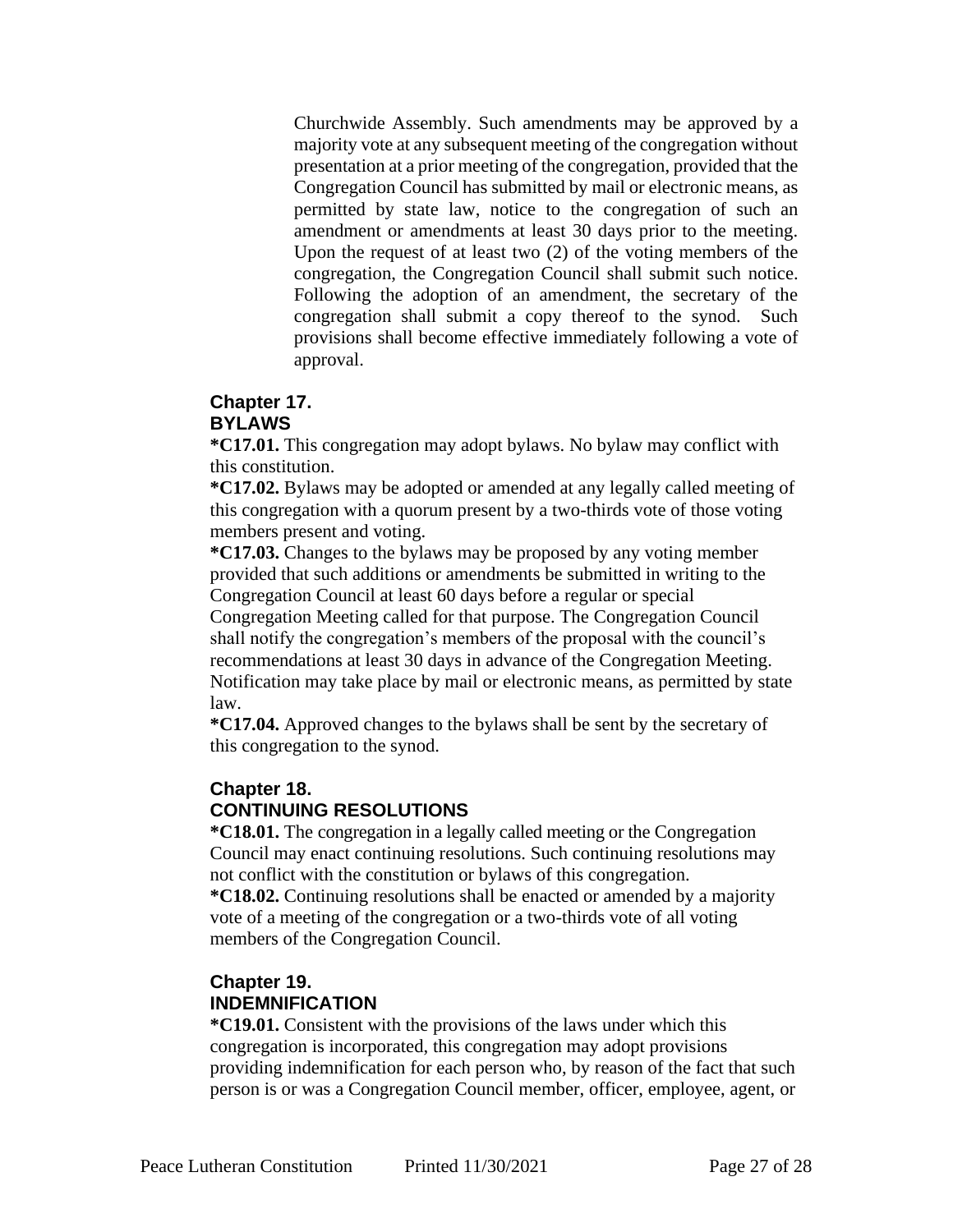Churchwide Assembly. Such amendments may be approved by a majority vote at any subsequent meeting of the congregation without presentation at a prior meeting of the congregation, provided that the Congregation Council has submitted by mail or electronic means, as permitted by state law, notice to the congregation of such an amendment or amendments at least 30 days prior to the meeting. Upon the request of at least two (2) of the voting members of the congregation, the Congregation Council shall submit such notice. Following the adoption of an amendment, the secretary of the congregation shall submit a copy thereof to the synod. Such provisions shall become effective immediately following a vote of approval.

## Chapter 17.
## BYLAWS

**\*C17.01.** This congregation may adopt bylaws. No bylaw may conflict with this constitution.

**\*C17.02.** Bylaws may be adopted or amended at any legally called meeting of this congregation with a quorum present by a two-thirds vote of those voting members present and voting.

**\*C17.03.** Changes to the bylaws may be proposed by any voting member provided that such additions or amendments be submitted in writing to the Congregation Council at least 60 days before a regular or special Congregation Meeting called for that purpose. The Congregation Council shall notify the congregation's members of the proposal with the council's recommendations at least 30 days in advance of the Congregation Meeting. Notification may take place by mail or electronic means, as permitted by state law.

**\*C17.04.** Approved changes to the bylaws shall be sent by the secretary of this congregation to the synod.

## Chapter 18.
## CONTINUING RESOLUTIONS

**\*C18.01.** The congregation in a legally called meeting or the Congregation Council may enact continuing resolutions. Such continuing resolutions may not conflict with the constitution or bylaws of this congregation.

**\*C18.02.** Continuing resolutions shall be enacted or amended by a majority vote of a meeting of the congregation or a two-thirds vote of all voting members of the Congregation Council.

## Chapter 19.
## INDEMNIFICATION

**\*C19.01.** Consistent with the provisions of the laws under which this congregation is incorporated, this congregation may adopt provisions providing indemnification for each person who, by reason of the fact that such person is or was a Congregation Council member, officer, employee, agent, or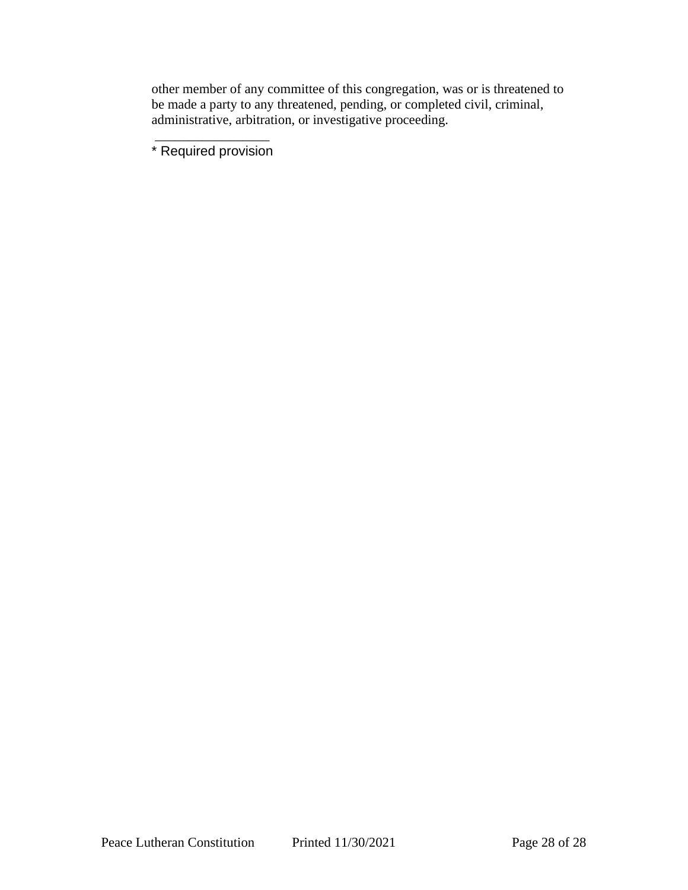other member of any committee of this congregation, was or is threatened to be made a party to any threatened, pending, or completed civil, criminal, administrative, arbitration, or investigative proceeding.

________________

* Required provision